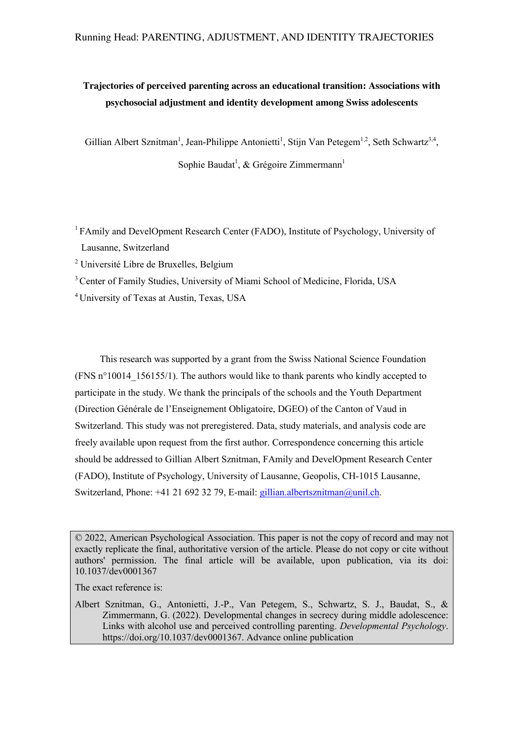**Trajectories of perceived parenting across an educational transition: Associations with psychosocial adjustment and identity development among Swiss adolescents**

Gillian Albert Sznitman[1], Jean-Philippe Antonietti[1], Stijn Van Petegem[1,2], Seth Schwartz[3,4], Sophie Baudat[1], & Grégoire Zimmermann[1]

[1] FAmily and DevelOpment Research Center (FADO), Institute of Psychology, University of Lausanne, Switzerland

[2] Université Libre de Bruxelles, Belgium

[3] Center of Family Studies, University of Miami School of Medicine, Florida, USA

[4] University of Texas at Austin, Texas, USA

This research was supported by a grant from the Swiss National Science Foundation (FNS n°10014_156155/1). The authors would like to thank parents who kindly accepted to participate in the study. We thank the principals of the schools and the Youth Department (Direction Générale de l'Enseignement Obligatoire, DGEO) of the Canton of Vaud in Switzerland. This study was not preregistered. Data, study materials, and analysis code are freely available upon request from the first author. Correspondence concerning this article should be addressed to Gillian Albert Sznitman, FAmily and DevelOpment Research Center (FADO), Institute of Psychology, University of Lausanne, Geopolis, CH-1015 Lausanne, Switzerland, Phone: +41 21 692 32 79, E-mail: gillian.albertsznitman@unil.ch.

© 2022, American Psychological Association. This paper is not the copy of record and may not exactly replicate the final, authoritative version of the article. Please do not copy or cite without authors' permission. The final article will be available, upon publication, via its doi: 10.1037/dev0001367

The exact reference is:

Albert Sznitman, G., Antonietti, J.-P., Van Petegem, S., Schwartz, S. J., Baudat, S., & Zimmermann, G. (2022). Developmental changes in secrecy during middle adolescence: Links with alcohol use and perceived controlling parenting. *Developmental Psychology*. https://doi.org/10.1037/dev0001367. Advance online publication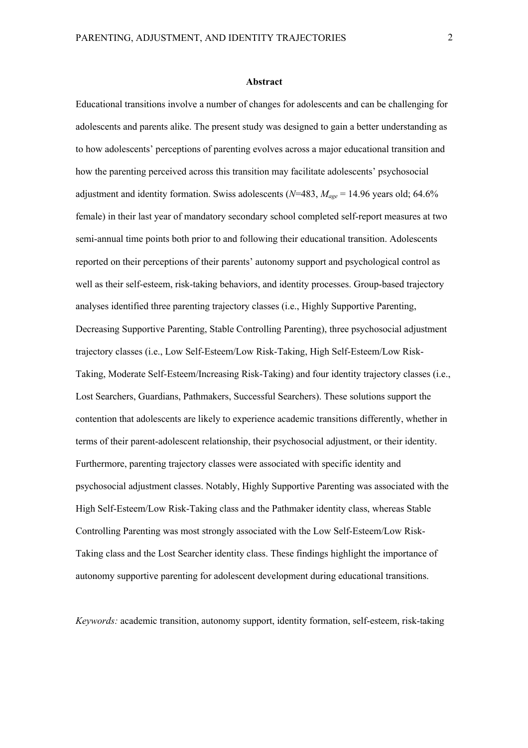**Abstract**

Educational transitions involve a number of changes for adolescents and can be challenging for adolescents and parents alike. The present study was designed to gain a better understanding as to how adolescents' perceptions of parenting evolves across a major educational transition and how the parenting perceived across this transition may facilitate adolescents' psychosocial adjustment and identity formation. Swiss adolescents ($N$=483, $M_{age}$ = 14.96 years old; 64.6% female) in their last year of mandatory secondary school completed self-report measures at two semi-annual time points both prior to and following their educational transition. Adolescents reported on their perceptions of their parents' autonomy support and psychological control as well as their self-esteem, risk-taking behaviors, and identity processes. Group-based trajectory analyses identified three parenting trajectory classes (i.e., Highly Supportive Parenting, Decreasing Supportive Parenting, Stable Controlling Parenting), three psychosocial adjustment trajectory classes (i.e., Low Self-Esteem/Low Risk-Taking, High Self-Esteem/Low Risk-Taking, Moderate Self-Esteem/Increasing Risk-Taking) and four identity trajectory classes (i.e., Lost Searchers, Guardians, Pathmakers, Successful Searchers). These solutions support the contention that adolescents are likely to experience academic transitions differently, whether in terms of their parent-adolescent relationship, their psychosocial adjustment, or their identity. Furthermore, parenting trajectory classes were associated with specific identity and psychosocial adjustment classes. Notably, Highly Supportive Parenting was associated with the High Self-Esteem/Low Risk-Taking class and the Pathmaker identity class, whereas Stable Controlling Parenting was most strongly associated with the Low Self-Esteem/Low Risk-Taking class and the Lost Searcher identity class. These findings highlight the importance of autonomy supportive parenting for adolescent development during educational transitions.

*Keywords:* academic transition, autonomy support, identity formation, self-esteem, risk-taking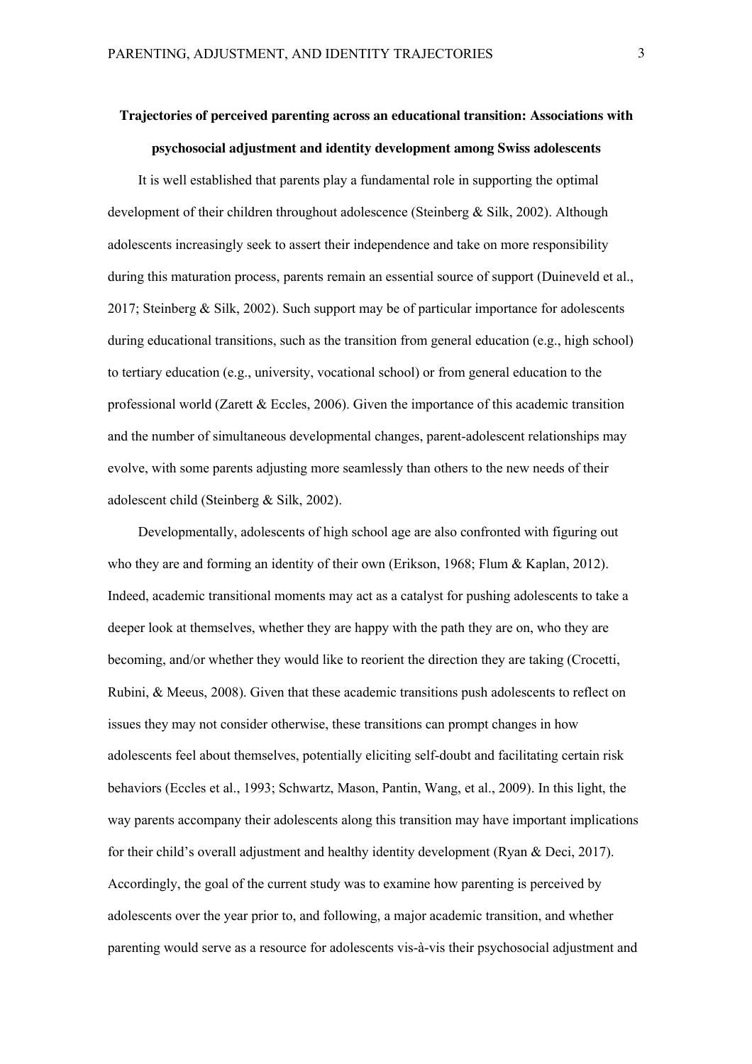**Trajectories of perceived parenting across an educational transition: Associations with psychosocial adjustment and identity development among Swiss adolescents**

It is well established that parents play a fundamental role in supporting the optimal development of their children throughout adolescence (Steinberg & Silk, 2002). Although adolescents increasingly seek to assert their independence and take on more responsibility during this maturation process, parents remain an essential source of support (Duineveld et al., 2017; Steinberg & Silk, 2002). Such support may be of particular importance for adolescents during educational transitions, such as the transition from general education (e.g., high school) to tertiary education (e.g., university, vocational school) or from general education to the professional world (Zarett & Eccles, 2006). Given the importance of this academic transition and the number of simultaneous developmental changes, parent-adolescent relationships may evolve, with some parents adjusting more seamlessly than others to the new needs of their adolescent child (Steinberg & Silk, 2002).

Developmentally, adolescents of high school age are also confronted with figuring out who they are and forming an identity of their own (Erikson, 1968; Flum & Kaplan, 2012). Indeed, academic transitional moments may act as a catalyst for pushing adolescents to take a deeper look at themselves, whether they are happy with the path they are on, who they are becoming, and/or whether they would like to reorient the direction they are taking (Crocetti, Rubini, & Meeus, 2008). Given that these academic transitions push adolescents to reflect on issues they may not consider otherwise, these transitions can prompt changes in how adolescents feel about themselves, potentially eliciting self-doubt and facilitating certain risk behaviors (Eccles et al., 1993; Schwartz, Mason, Pantin, Wang, et al., 2009). In this light, the way parents accompany their adolescents along this transition may have important implications for their child's overall adjustment and healthy identity development (Ryan & Deci, 2017). Accordingly, the goal of the current study was to examine how parenting is perceived by adolescents over the year prior to, and following, a major academic transition, and whether parenting would serve as a resource for adolescents vis-à-vis their psychosocial adjustment and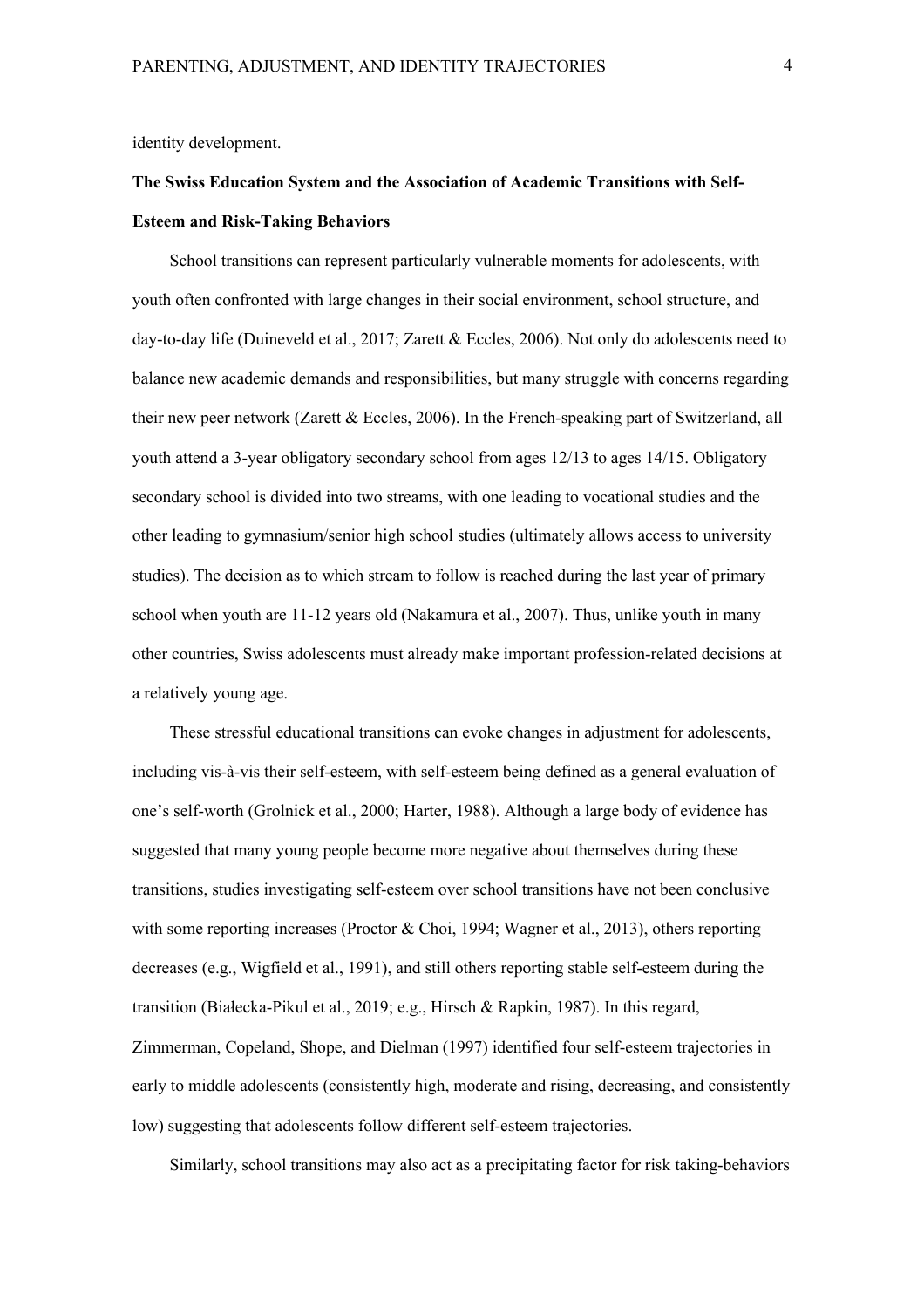identity development.

**The Swiss Education System and the Association of Academic Transitions with Self-Esteem and Risk-Taking Behaviors**

School transitions can represent particularly vulnerable moments for adolescents, with youth often confronted with large changes in their social environment, school structure, and day-to-day life (Duineveld et al., 2017; Zarett & Eccles, 2006). Not only do adolescents need to balance new academic demands and responsibilities, but many struggle with concerns regarding their new peer network (Zarett & Eccles, 2006). In the French-speaking part of Switzerland, all youth attend a 3-year obligatory secondary school from ages 12/13 to ages 14/15. Obligatory secondary school is divided into two streams, with one leading to vocational studies and the other leading to gymnasium/senior high school studies (ultimately allows access to university studies). The decision as to which stream to follow is reached during the last year of primary school when youth are 11-12 years old (Nakamura et al., 2007). Thus, unlike youth in many other countries, Swiss adolescents must already make important profession-related decisions at a relatively young age.

These stressful educational transitions can evoke changes in adjustment for adolescents, including vis-à-vis their self-esteem, with self-esteem being defined as a general evaluation of one's self-worth (Grolnick et al., 2000; Harter, 1988). Although a large body of evidence has suggested that many young people become more negative about themselves during these transitions, studies investigating self-esteem over school transitions have not been conclusive with some reporting increases (Proctor & Choi, 1994; Wagner et al., 2013), others reporting decreases (e.g., Wigfield et al., 1991), and still others reporting stable self-esteem during the transition (Białecka-Pikul et al., 2019; e.g., Hirsch & Rapkin, 1987). In this regard, Zimmerman, Copeland, Shope, and Dielman (1997) identified four self-esteem trajectories in early to middle adolescents (consistently high, moderate and rising, decreasing, and consistently low) suggesting that adolescents follow different self-esteem trajectories.

Similarly, school transitions may also act as a precipitating factor for risk taking-behaviors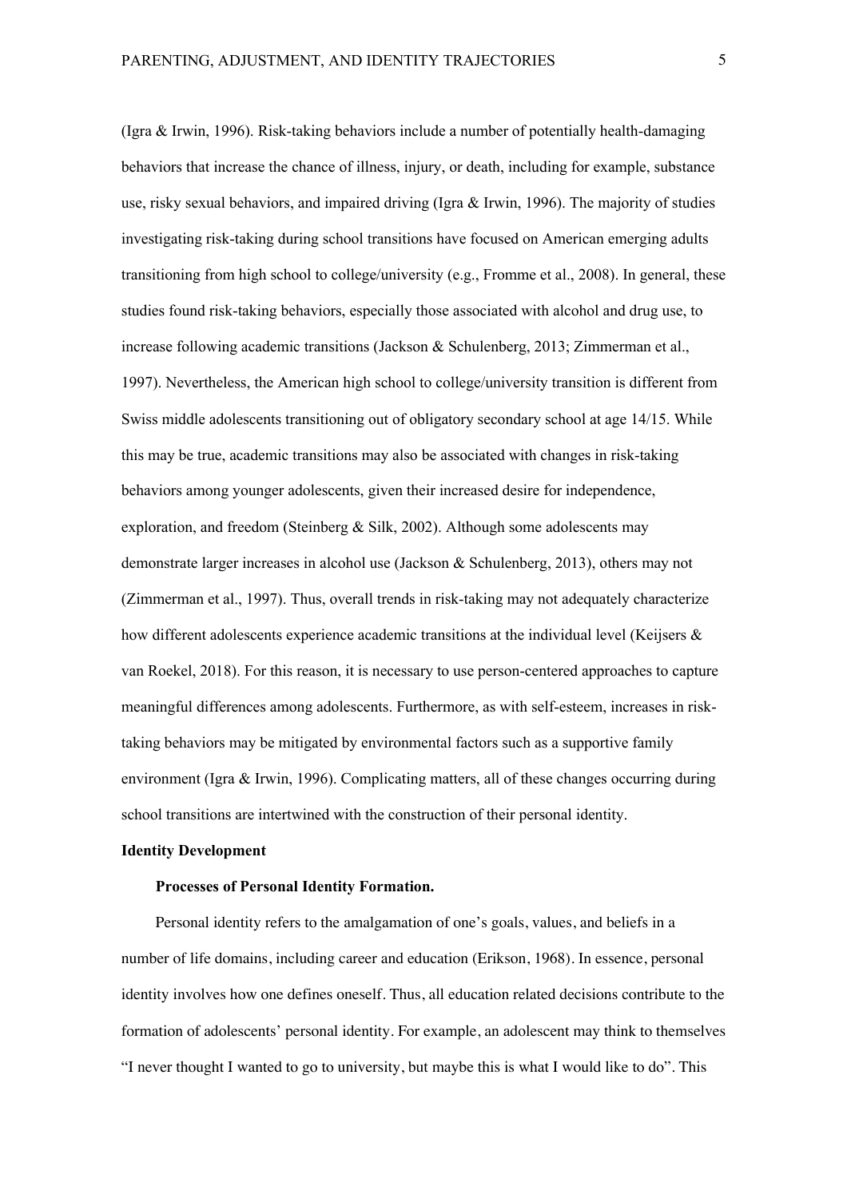(Igra & Irwin, 1996). Risk-taking behaviors include a number of potentially health-damaging behaviors that increase the chance of illness, injury, or death, including for example, substance use, risky sexual behaviors, and impaired driving (Igra & Irwin, 1996). The majority of studies investigating risk-taking during school transitions have focused on American emerging adults transitioning from high school to college/university (e.g., Fromme et al., 2008). In general, these studies found risk-taking behaviors, especially those associated with alcohol and drug use, to increase following academic transitions (Jackson & Schulenberg, 2013; Zimmerman et al., 1997). Nevertheless, the American high school to college/university transition is different from Swiss middle adolescents transitioning out of obligatory secondary school at age 14/15. While this may be true, academic transitions may also be associated with changes in risk-taking behaviors among younger adolescents, given their increased desire for independence, exploration, and freedom (Steinberg & Silk, 2002). Although some adolescents may demonstrate larger increases in alcohol use (Jackson & Schulenberg, 2013), others may not (Zimmerman et al., 1997). Thus, overall trends in risk-taking may not adequately characterize how different adolescents experience academic transitions at the individual level (Keijsers & van Roekel, 2018). For this reason, it is necessary to use person-centered approaches to capture meaningful differences among adolescents. Furthermore, as with self-esteem, increases in risk-taking behaviors may be mitigated by environmental factors such as a supportive family environment (Igra & Irwin, 1996). Complicating matters, all of these changes occurring during school transitions are intertwined with the construction of their personal identity.

## Identity Development

### Processes of Personal Identity Formation.

Personal identity refers to the amalgamation of one's goals, values, and beliefs in a number of life domains, including career and education (Erikson, 1968). In essence, personal identity involves how one defines oneself. Thus, all education related decisions contribute to the formation of adolescents' personal identity. For example, an adolescent may think to themselves "I never thought I wanted to go to university, but maybe this is what I would like to do". This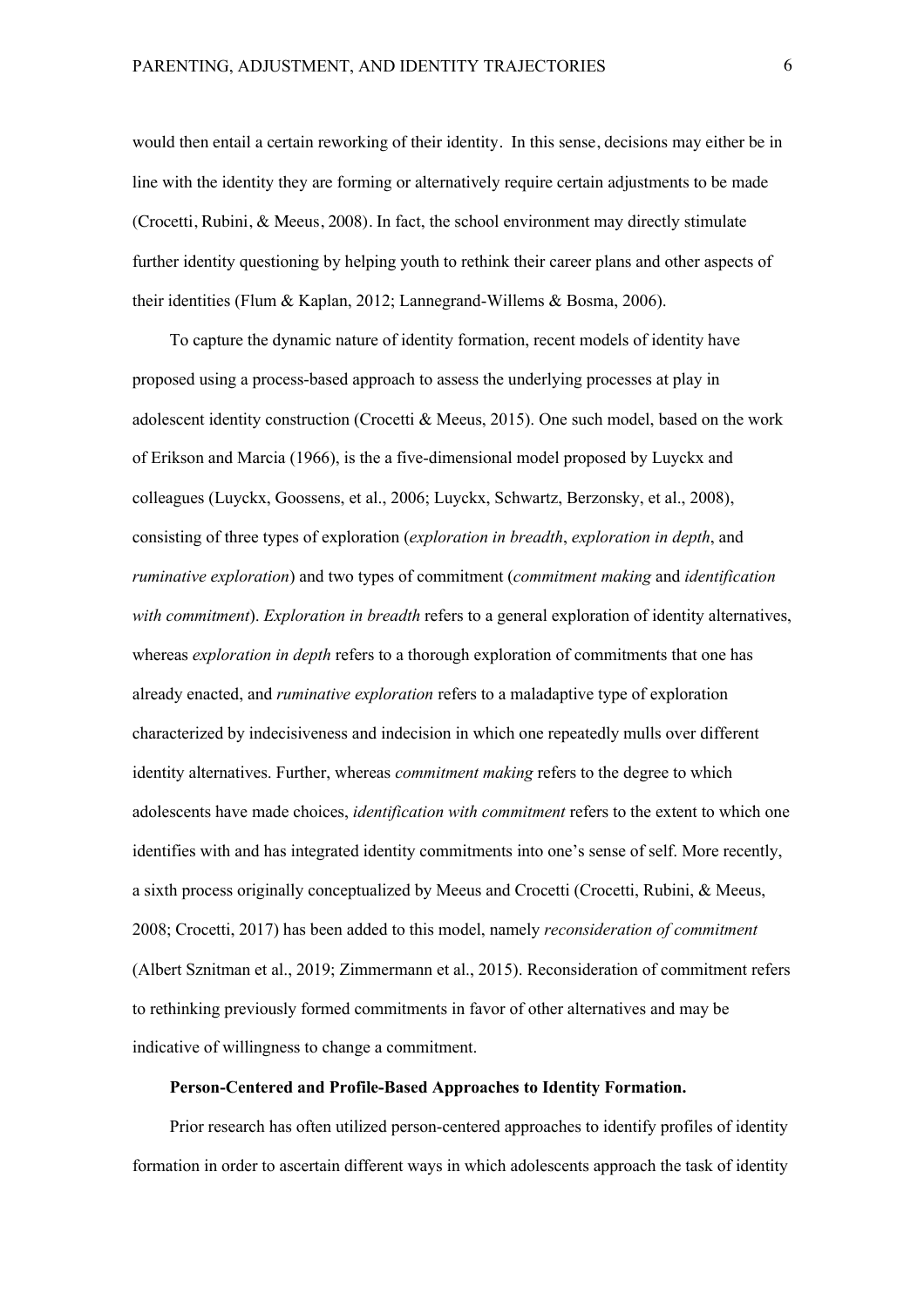would then entail a certain reworking of their identity. In this sense, decisions may either be in line with the identity they are forming or alternatively require certain adjustments to be made (Crocetti, Rubini, & Meeus, 2008). In fact, the school environment may directly stimulate further identity questioning by helping youth to rethink their career plans and other aspects of their identities (Flum & Kaplan, 2012; Lannegrand-Willems & Bosma, 2006).

To capture the dynamic nature of identity formation, recent models of identity have proposed using a process-based approach to assess the underlying processes at play in adolescent identity construction (Crocetti & Meeus, 2015). One such model, based on the work of Erikson and Marcia (1966), is the five-dimensional model proposed by Luyckx and colleagues (Luyckx, Goossens, et al., 2006; Luyckx, Schwartz, Berzonsky, et al., 2008), consisting of three types of exploration (*exploration in breadth*, *exploration in depth*, and *ruminative exploration*) and two types of commitment (*commitment making* and *identification with commitment*). *Exploration in breadth* refers to a general exploration of identity alternatives, whereas *exploration in depth* refers to a thorough exploration of commitments that one has already enacted, and *ruminative exploration* refers to a maladaptive type of exploration characterized by indecisiveness and indecision in which one repeatedly mulls over different identity alternatives. Further, whereas *commitment making* refers to the degree to which adolescents have made choices, *identification with commitment* refers to the extent to which one identifies with and has integrated identity commitments into one's sense of self. More recently, a sixth process originally conceptualized by Meeus and Crocetti (Crocetti, Rubini, & Meeus, 2008; Crocetti, 2017) has been added to this model, namely *reconsideration of commitment* (Albert Sznitman et al., 2019; Zimmermann et al., 2015). Reconsideration of commitment refers to rethinking previously formed commitments in favor of other alternatives and may be indicative of willingness to change a commitment.

**Person-Centered and Profile-Based Approaches to Identity Formation.**

Prior research has often utilized person-centered approaches to identify profiles of identity formation in order to ascertain different ways in which adolescents approach the task of identity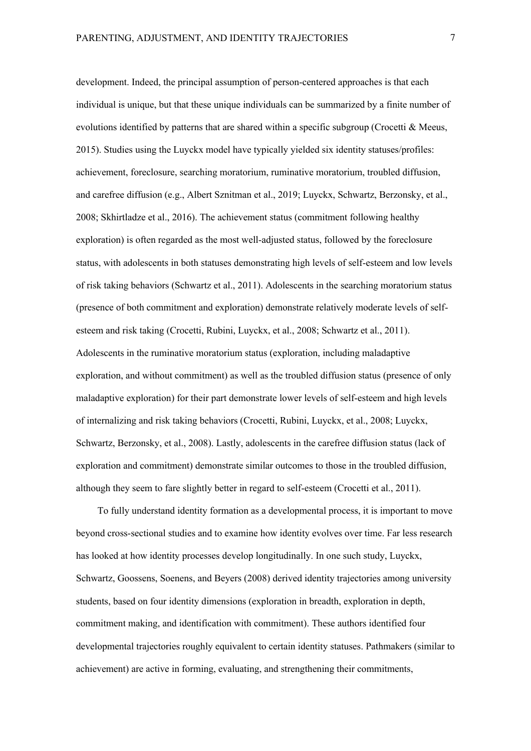development. Indeed, the principal assumption of person-centered approaches is that each individual is unique, but that these unique individuals can be summarized by a finite number of evolutions identified by patterns that are shared within a specific subgroup (Crocetti & Meeus, 2015). Studies using the Luyckx model have typically yielded six identity statuses/profiles: achievement, foreclosure, searching moratorium, ruminative moratorium, troubled diffusion, and carefree diffusion (e.g., Albert Sznitman et al., 2019; Luyckx, Schwartz, Berzonsky, et al., 2008; Skhirtladze et al., 2016). The achievement status (commitment following healthy exploration) is often regarded as the most well-adjusted status, followed by the foreclosure status, with adolescents in both statuses demonstrating high levels of self-esteem and low levels of risk taking behaviors (Schwartz et al., 2011). Adolescents in the searching moratorium status (presence of both commitment and exploration) demonstrate relatively moderate levels of self-esteem and risk taking (Crocetti, Rubini, Luyckx, et al., 2008; Schwartz et al., 2011). Adolescents in the ruminative moratorium status (exploration, including maladaptive exploration, and without commitment) as well as the troubled diffusion status (presence of only maladaptive exploration) for their part demonstrate lower levels of self-esteem and high levels of internalizing and risk taking behaviors (Crocetti, Rubini, Luyckx, et al., 2008; Luyckx, Schwartz, Berzonsky, et al., 2008). Lastly, adolescents in the carefree diffusion status (lack of exploration and commitment) demonstrate similar outcomes to those in the troubled diffusion, although they seem to fare slightly better in regard to self-esteem (Crocetti et al., 2011).

To fully understand identity formation as a developmental process, it is important to move beyond cross-sectional studies and to examine how identity evolves over time. Far less research has looked at how identity processes develop longitudinally. In one such study, Luyckx, Schwartz, Goossens, Soenens, and Beyers (2008) derived identity trajectories among university students, based on four identity dimensions (exploration in breadth, exploration in depth, commitment making, and identification with commitment). These authors identified four developmental trajectories roughly equivalent to certain identity statuses. Pathmakers (similar to achievement) are active in forming, evaluating, and strengthening their commitments,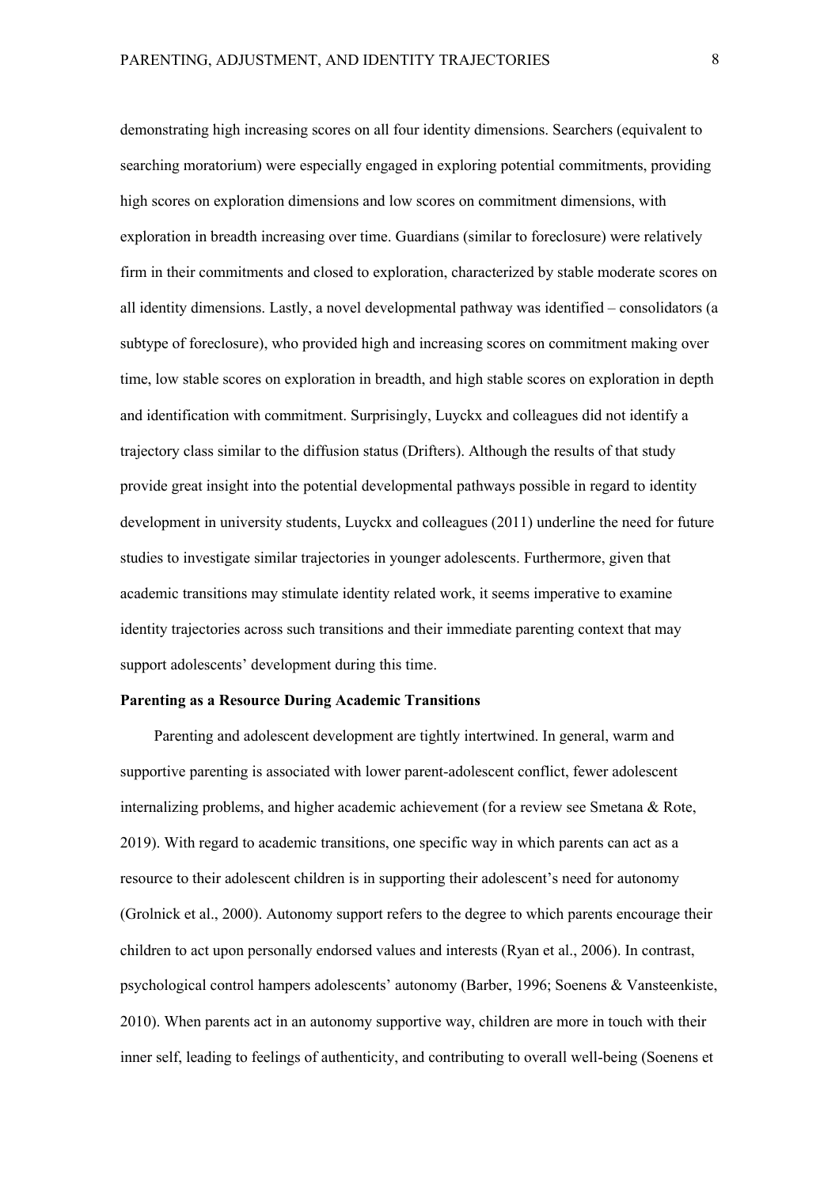demonstrating high increasing scores on all four identity dimensions. Searchers (equivalent to searching moratorium) were especially engaged in exploring potential commitments, providing high scores on exploration dimensions and low scores on commitment dimensions, with exploration in breadth increasing over time. Guardians (similar to foreclosure) were relatively firm in their commitments and closed to exploration, characterized by stable moderate scores on all identity dimensions. Lastly, a novel developmental pathway was identified – consolidators (a subtype of foreclosure), who provided high and increasing scores on commitment making over time, low stable scores on exploration in breadth, and high stable scores on exploration in depth and identification with commitment. Surprisingly, Luyckx and colleagues did not identify a trajectory class similar to the diffusion status (Drifters). Although the results of that study provide great insight into the potential developmental pathways possible in regard to identity development in university students, Luyckx and colleagues (2011) underline the need for future studies to investigate similar trajectories in younger adolescents. Furthermore, given that academic transitions may stimulate identity related work, it seems imperative to examine identity trajectories across such transitions and their immediate parenting context that may support adolescents' development during this time.

**Parenting as a Resource During Academic Transitions**

Parenting and adolescent development are tightly intertwined. In general, warm and supportive parenting is associated with lower parent-adolescent conflict, fewer adolescent internalizing problems, and higher academic achievement (for a review see Smetana & Rote, 2019). With regard to academic transitions, one specific way in which parents can act as a resource to their adolescent children is in supporting their adolescent's need for autonomy (Grolnick et al., 2000). Autonomy support refers to the degree to which parents encourage their children to act upon personally endorsed values and interests (Ryan et al., 2006). In contrast, psychological control hampers adolescents' autonomy (Barber, 1996; Soenens & Vansteenkiste, 2010). When parents act in an autonomy supportive way, children are more in touch with their inner self, leading to feelings of authenticity, and contributing to overall well-being (Soenens et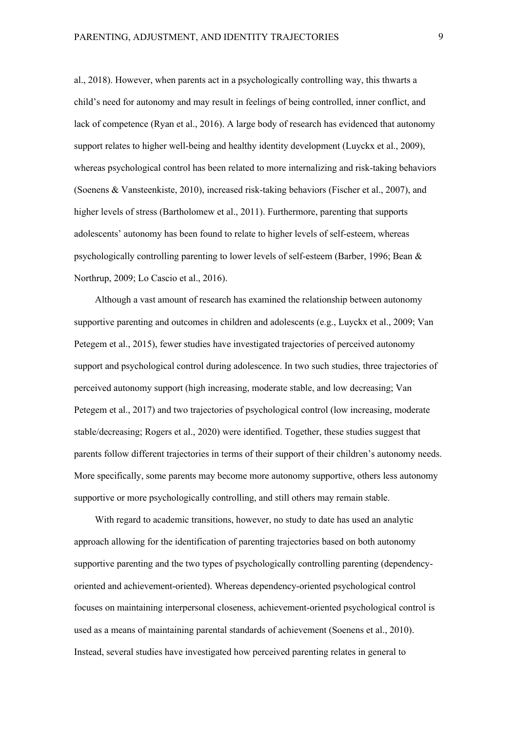al., 2018). However, when parents act in a psychologically controlling way, this thwarts a child's need for autonomy and may result in feelings of being controlled, inner conflict, and lack of competence (Ryan et al., 2016). A large body of research has evidenced that autonomy support relates to higher well-being and healthy identity development (Luyckx et al., 2009), whereas psychological control has been related to more internalizing and risk-taking behaviors (Soenens & Vansteenkiste, 2010), increased risk-taking behaviors (Fischer et al., 2007), and higher levels of stress (Bartholomew et al., 2011). Furthermore, parenting that supports adolescents' autonomy has been found to relate to higher levels of self-esteem, whereas psychologically controlling parenting to lower levels of self-esteem (Barber, 1996; Bean & Northrup, 2009; Lo Cascio et al., 2016).

Although a vast amount of research has examined the relationship between autonomy supportive parenting and outcomes in children and adolescents (e.g., Luyckx et al., 2009; Van Petegem et al., 2015), fewer studies have investigated trajectories of perceived autonomy support and psychological control during adolescence. In two such studies, three trajectories of perceived autonomy support (high increasing, moderate stable, and low decreasing; Van Petegem et al., 2017) and two trajectories of psychological control (low increasing, moderate stable/decreasing; Rogers et al., 2020) were identified. Together, these studies suggest that parents follow different trajectories in terms of their support of their children's autonomy needs. More specifically, some parents may become more autonomy supportive, others less autonomy supportive or more psychologically controlling, and still others may remain stable.

With regard to academic transitions, however, no study to date has used an analytic approach allowing for the identification of parenting trajectories based on both autonomy supportive parenting and the two types of psychologically controlling parenting (dependency-oriented and achievement-oriented). Whereas dependency-oriented psychological control focuses on maintaining interpersonal closeness, achievement-oriented psychological control is used as a means of maintaining parental standards of achievement (Soenens et al., 2010). Instead, several studies have investigated how perceived parenting relates in general to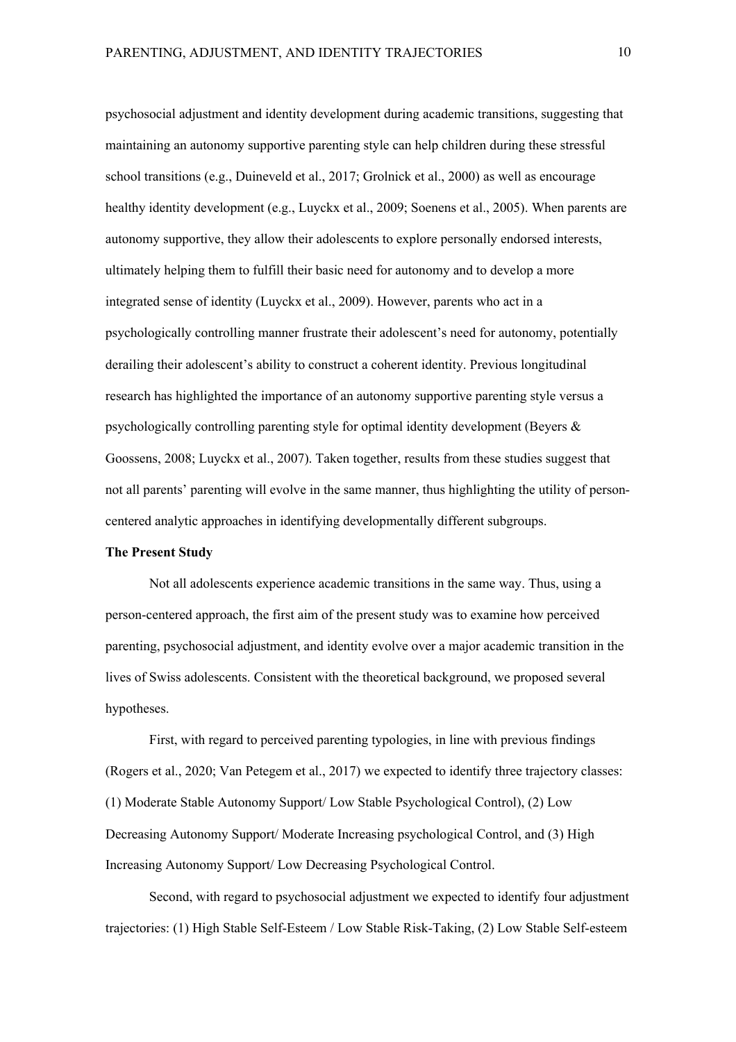psychosocial adjustment and identity development during academic transitions, suggesting that maintaining an autonomy supportive parenting style can help children during these stressful school transitions (e.g., Duineveld et al., 2017; Grolnick et al., 2000) as well as encourage healthy identity development (e.g., Luyckx et al., 2009; Soenens et al., 2005). When parents are autonomy supportive, they allow their adolescents to explore personally endorsed interests, ultimately helping them to fulfill their basic need for autonomy and to develop a more integrated sense of identity (Luyckx et al., 2009). However, parents who act in a psychologically controlling manner frustrate their adolescent's need for autonomy, potentially derailing their adolescent's ability to construct a coherent identity. Previous longitudinal research has highlighted the importance of an autonomy supportive parenting style versus a psychologically controlling parenting style for optimal identity development (Beyers & Goossens, 2008; Luyckx et al., 2007). Taken together, results from these studies suggest that not all parents' parenting will evolve in the same manner, thus highlighting the utility of person-centered analytic approaches in identifying developmentally different subgroups.

**The Present Study**

Not all adolescents experience academic transitions in the same way. Thus, using a person-centered approach, the first aim of the present study was to examine how perceived parenting, psychosocial adjustment, and identity evolve over a major academic transition in the lives of Swiss adolescents. Consistent with the theoretical background, we proposed several hypotheses.

First, with regard to perceived parenting typologies, in line with previous findings (Rogers et al., 2020; Van Petegem et al., 2017) we expected to identify three trajectory classes: (1) Moderate Stable Autonomy Support/ Low Stable Psychological Control), (2) Low Decreasing Autonomy Support/ Moderate Increasing psychological Control, and (3) High Increasing Autonomy Support/ Low Decreasing Psychological Control.

Second, with regard to psychosocial adjustment we expected to identify four adjustment trajectories: (1) High Stable Self-Esteem / Low Stable Risk-Taking, (2) Low Stable Self-esteem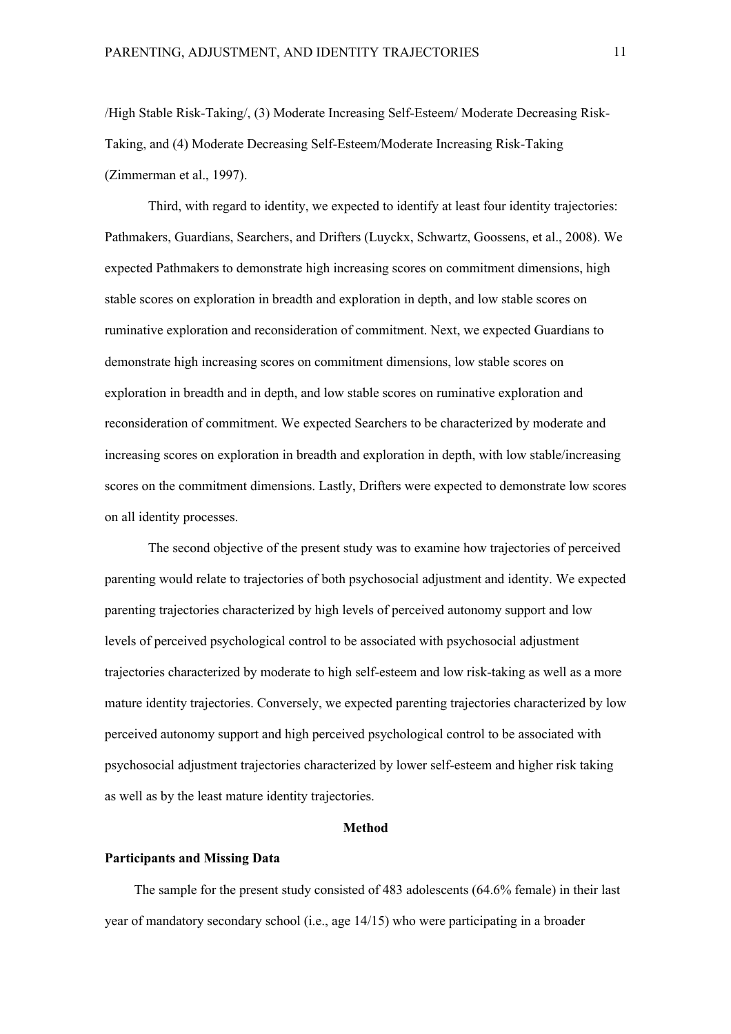/High Stable Risk-Taking/, (3) Moderate Increasing Self-Esteem/ Moderate Decreasing Risk-Taking, and (4) Moderate Decreasing Self-Esteem/Moderate Increasing Risk-Taking (Zimmerman et al., 1997).

Third, with regard to identity, we expected to identify at least four identity trajectories: Pathmakers, Guardians, Searchers, and Drifters (Luyckx, Schwartz, Goossens, et al., 2008). We expected Pathmakers to demonstrate high increasing scores on commitment dimensions, high stable scores on exploration in breadth and exploration in depth, and low stable scores on ruminative exploration and reconsideration of commitment. Next, we expected Guardians to demonstrate high increasing scores on commitment dimensions, low stable scores on exploration in breadth and in depth, and low stable scores on ruminative exploration and reconsideration of commitment. We expected Searchers to be characterized by moderate and increasing scores on exploration in breadth and exploration in depth, with low stable/increasing scores on the commitment dimensions. Lastly, Drifters were expected to demonstrate low scores on all identity processes.

The second objective of the present study was to examine how trajectories of perceived parenting would relate to trajectories of both psychosocial adjustment and identity. We expected parenting trajectories characterized by high levels of perceived autonomy support and low levels of perceived psychological control to be associated with psychosocial adjustment trajectories characterized by moderate to high self-esteem and low risk-taking as well as a more mature identity trajectories. Conversely, we expected parenting trajectories characterized by low perceived autonomy support and high perceived psychological control to be associated with psychosocial adjustment trajectories characterized by lower self-esteem and higher risk taking as well as by the least mature identity trajectories.

## Method

### Participants and Missing Data

The sample for the present study consisted of 483 adolescents (64.6% female) in their last year of mandatory secondary school (i.e., age 14/15) who were participating in a broader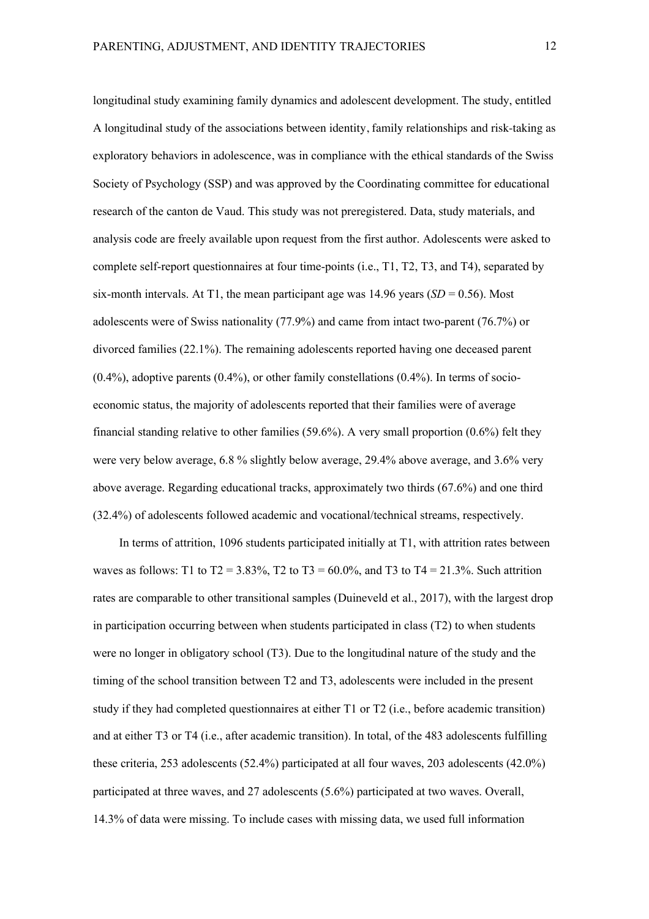longitudinal study examining family dynamics and adolescent development. The study, entitled A longitudinal study of the associations between identity, family relationships and risk-taking as exploratory behaviors in adolescence, was in compliance with the ethical standards of the Swiss Society of Psychology (SSP) and was approved by the Coordinating committee for educational research of the canton de Vaud. This study was not preregistered. Data, study materials, and analysis code are freely available upon request from the first author. Adolescents were asked to complete self-report questionnaires at four time-points (i.e., T1, T2, T3, and T4), separated by six-month intervals. At T1, the mean participant age was 14.96 years (*SD* = 0.56). Most adolescents were of Swiss nationality (77.9%) and came from intact two-parent (76.7%) or divorced families (22.1%). The remaining adolescents reported having one deceased parent (0.4%), adoptive parents (0.4%), or other family constellations (0.4%). In terms of socio-economic status, the majority of adolescents reported that their families were of average financial standing relative to other families (59.6%). A very small proportion (0.6%) felt they were very below average, 6.8 % slightly below average, 29.4% above average, and 3.6% very above average. Regarding educational tracks, approximately two thirds (67.6%) and one third (32.4%) of adolescents followed academic and vocational/technical streams, respectively.

In terms of attrition, 1096 students participated initially at T1, with attrition rates between waves as follows: T1 to T2 = 3.83%, T2 to T3 = 60.0%, and T3 to T4 = 21.3%. Such attrition rates are comparable to other transitional samples (Duineveld et al., 2017), with the largest drop in participation occurring between when students participated in class (T2) to when students were no longer in obligatory school (T3). Due to the longitudinal nature of the study and the timing of the school transition between T2 and T3, adolescents were included in the present study if they had completed questionnaires at either T1 or T2 (i.e., before academic transition) and at either T3 or T4 (i.e., after academic transition). In total, of the 483 adolescents fulfilling these criteria, 253 adolescents (52.4%) participated at all four waves, 203 adolescents (42.0%) participated at three waves, and 27 adolescents (5.6%) participated at two waves. Overall, 14.3% of data were missing. To include cases with missing data, we used full information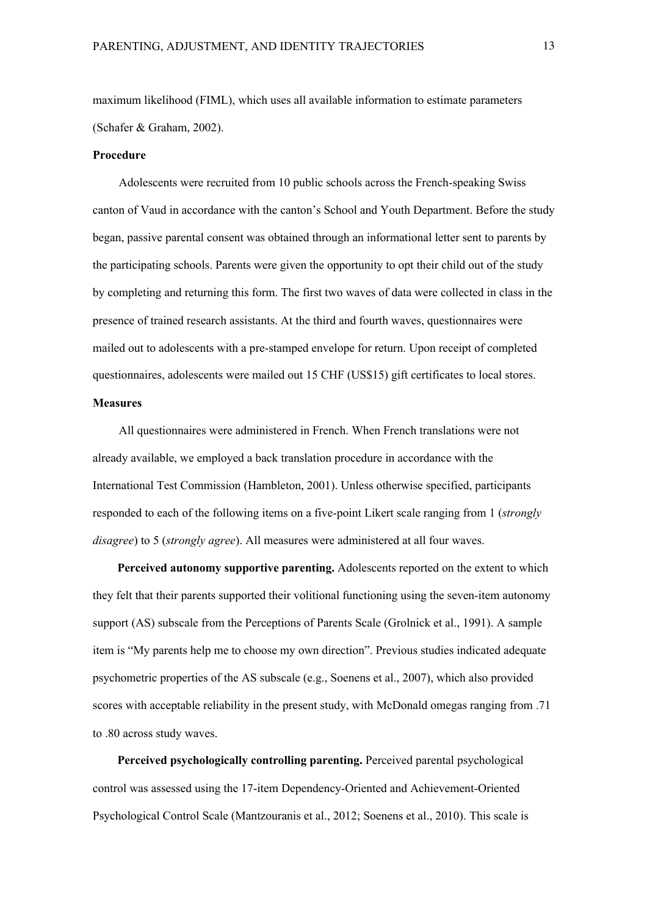maximum likelihood (FIML), which uses all available information to estimate parameters (Schafer & Graham, 2002).

## Procedure

Adolescents were recruited from 10 public schools across the French-speaking Swiss canton of Vaud in accordance with the canton's School and Youth Department. Before the study began, passive parental consent was obtained through an informational letter sent to parents by the participating schools. Parents were given the opportunity to opt their child out of the study by completing and returning this form. The first two waves of data were collected in class in the presence of trained research assistants. At the third and fourth waves, questionnaires were mailed out to adolescents with a pre-stamped envelope for return. Upon receipt of completed questionnaires, adolescents were mailed out 15 CHF (US$15) gift certificates to local stores.

## Measures

All questionnaires were administered in French. When French translations were not already available, we employed a back translation procedure in accordance with the International Test Commission (Hambleton, 2001). Unless otherwise specified, participants responded to each of the following items on a five-point Likert scale ranging from 1 (*strongly disagree*) to 5 (*strongly agree*). All measures were administered at all four waves.

**Perceived autonomy supportive parenting.** Adolescents reported on the extent to which they felt that their parents supported their volitional functioning using the seven-item autonomy support (AS) subscale from the Perceptions of Parents Scale (Grolnick et al., 1991). A sample item is "My parents help me to choose my own direction". Previous studies indicated adequate psychometric properties of the AS subscale (e.g., Soenens et al., 2007), which also provided scores with acceptable reliability in the present study, with McDonald omegas ranging from .71 to .80 across study waves.

**Perceived psychologically controlling parenting.** Perceived parental psychological control was assessed using the 17-item Dependency-Oriented and Achievement-Oriented Psychological Control Scale (Mantzouranis et al., 2012; Soenens et al., 2010). This scale is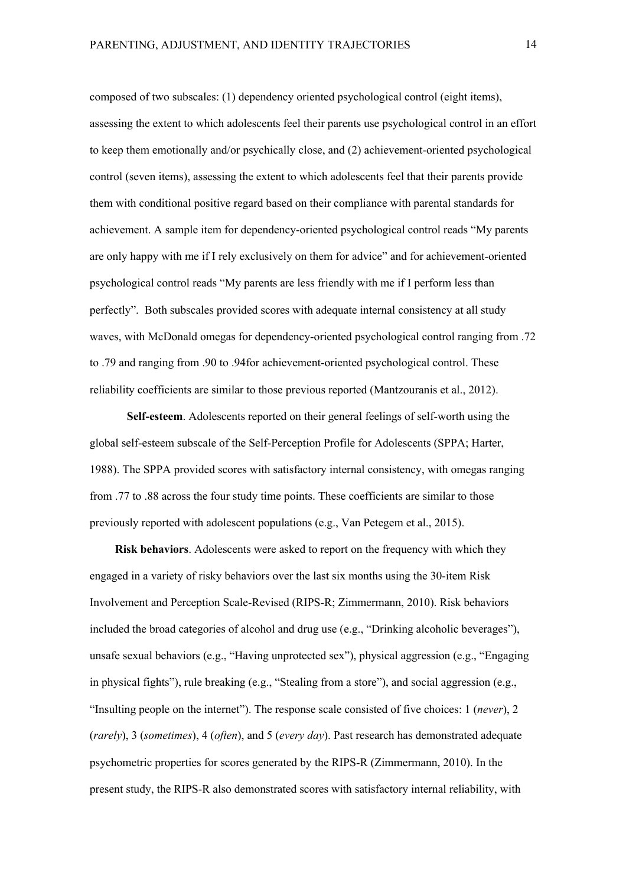composed of two subscales: (1) dependency oriented psychological control (eight items), assessing the extent to which adolescents feel their parents use psychological control in an effort to keep them emotionally and/or psychically close, and (2) achievement-oriented psychological control (seven items), assessing the extent to which adolescents feel that their parents provide them with conditional positive regard based on their compliance with parental standards for achievement. A sample item for dependency-oriented psychological control reads "My parents are only happy with me if I rely exclusively on them for advice" and for achievement-oriented psychological control reads "My parents are less friendly with me if I perform less than perfectly". Both subscales provided scores with adequate internal consistency at all study waves, with McDonald omegas for dependency-oriented psychological control ranging from .72 to .79 and ranging from .90 to .94for achievement-oriented psychological control. These reliability coefficients are similar to those previous reported (Mantzouranis et al., 2012).

**Self-esteem**. Adolescents reported on their general feelings of self-worth using the global self-esteem subscale of the Self-Perception Profile for Adolescents (SPPA; Harter, 1988). The SPPA provided scores with satisfactory internal consistency, with omegas ranging from .77 to .88 across the four study time points. These coefficients are similar to those previously reported with adolescent populations (e.g., Van Petegem et al., 2015).

**Risk behaviors**. Adolescents were asked to report on the frequency with which they engaged in a variety of risky behaviors over the last six months using the 30-item Risk Involvement and Perception Scale-Revised (RIPS-R; Zimmermann, 2010). Risk behaviors included the broad categories of alcohol and drug use (e.g., "Drinking alcoholic beverages"), unsafe sexual behaviors (e.g., "Having unprotected sex"), physical aggression (e.g., "Engaging in physical fights"), rule breaking (e.g., "Stealing from a store"), and social aggression (e.g., "Insulting people on the internet"). The response scale consisted of five choices: 1 (*never*), 2 (*rarely*), 3 (*sometimes*), 4 (*often*), and 5 (*every day*). Past research has demonstrated adequate psychometric properties for scores generated by the RIPS-R (Zimmermann, 2010). In the present study, the RIPS-R also demonstrated scores with satisfactory internal reliability, with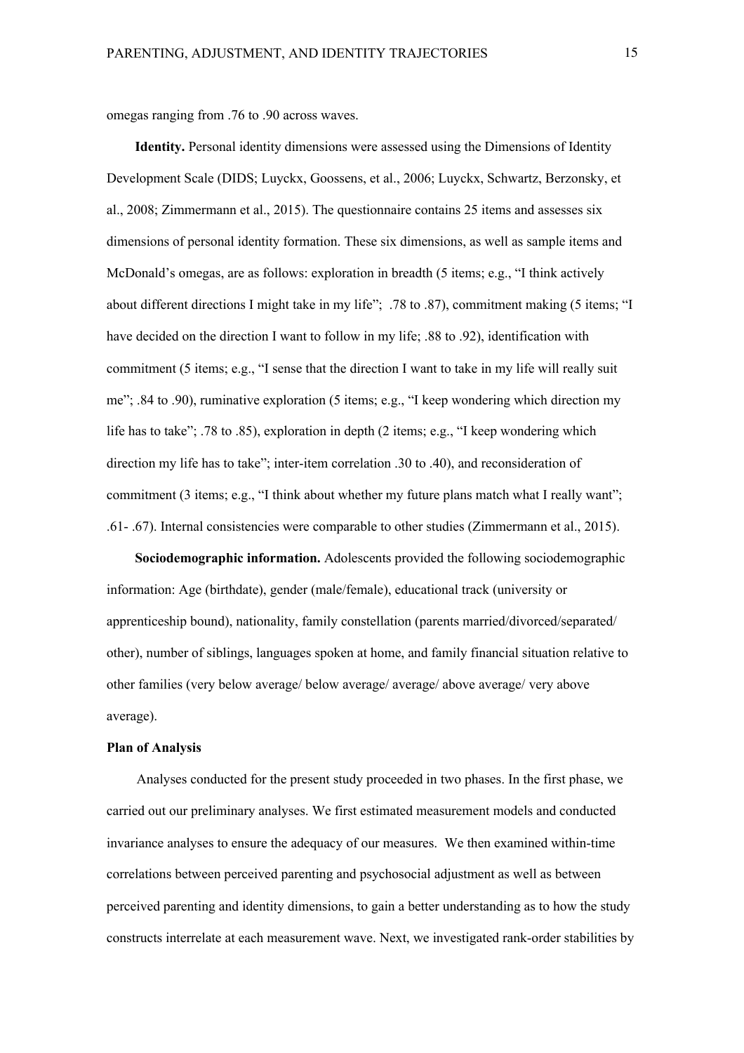omegas ranging from .76 to .90 across waves.

**Identity.** Personal identity dimensions were assessed using the Dimensions of Identity Development Scale (DIDS; Luyckx, Goossens, et al., 2006; Luyckx, Schwartz, Berzonsky, et al., 2008; Zimmermann et al., 2015). The questionnaire contains 25 items and assesses six dimensions of personal identity formation. These six dimensions, as well as sample items and McDonald's omegas, are as follows: exploration in breadth (5 items; e.g., "I think actively about different directions I might take in my life"; .78 to .87), commitment making (5 items; "I have decided on the direction I want to follow in my life; .88 to .92), identification with commitment (5 items; e.g., "I sense that the direction I want to take in my life will really suit me"; .84 to .90), ruminative exploration (5 items; e.g., "I keep wondering which direction my life has to take"; .78 to .85), exploration in depth (2 items; e.g., "I keep wondering which direction my life has to take"; inter-item correlation .30 to .40), and reconsideration of commitment (3 items; e.g., "I think about whether my future plans match what I really want"; .61- .67). Internal consistencies were comparable to other studies (Zimmermann et al., 2015).

**Sociodemographic information.** Adolescents provided the following sociodemographic information: Age (birthdate), gender (male/female), educational track (university or apprenticeship bound), nationality, family constellation (parents married/divorced/separated/ other), number of siblings, languages spoken at home, and family financial situation relative to other families (very below average/ below average/ average/ above average/ very above average).

**Plan of Analysis**

Analyses conducted for the present study proceeded in two phases. In the first phase, we carried out our preliminary analyses. We first estimated measurement models and conducted invariance analyses to ensure the adequacy of our measures. We then examined within-time correlations between perceived parenting and psychosocial adjustment as well as between perceived parenting and identity dimensions, to gain a better understanding as to how the study constructs interrelate at each measurement wave. Next, we investigated rank-order stabilities by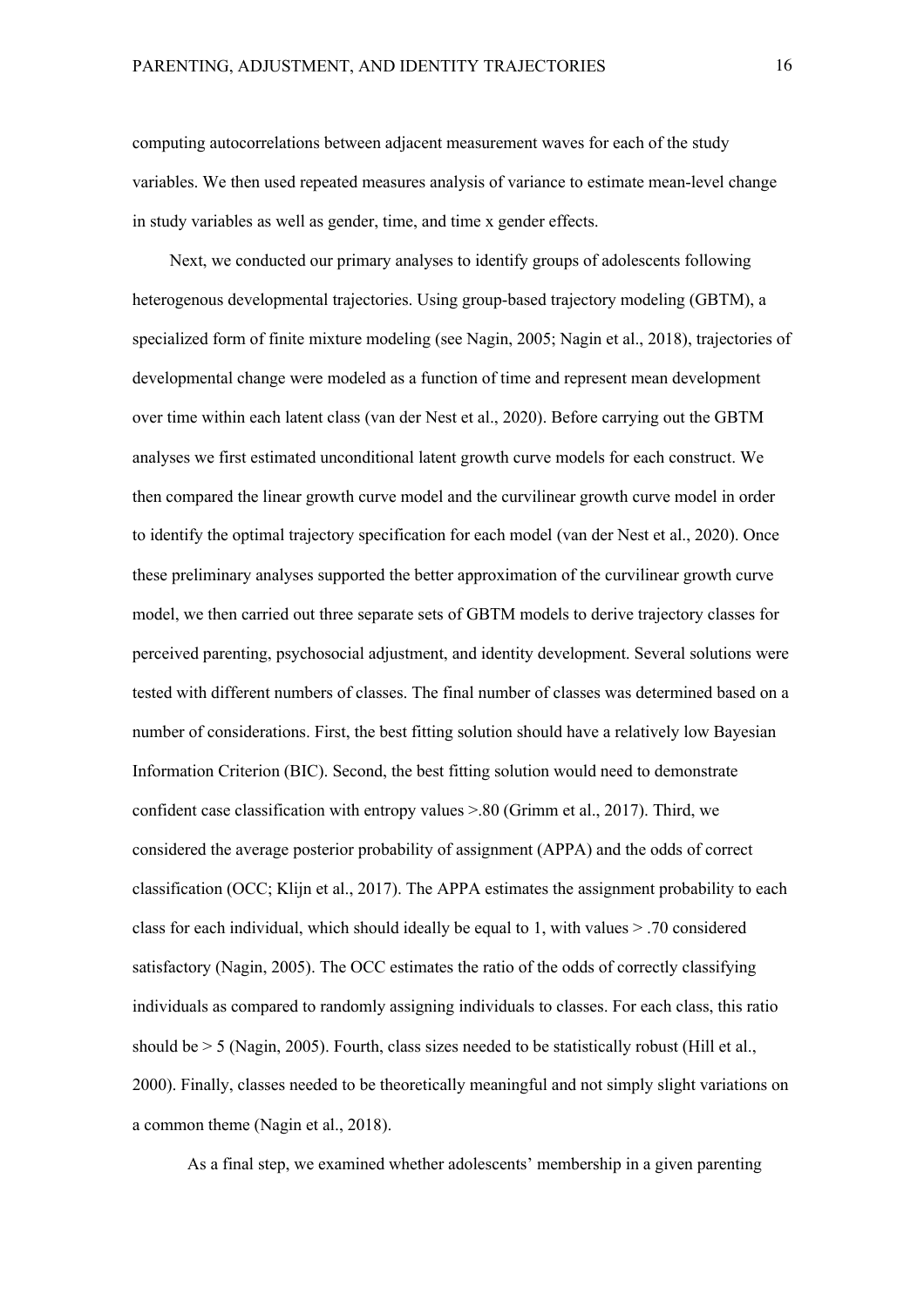computing autocorrelations between adjacent measurement waves for each of the study variables. We then used repeated measures analysis of variance to estimate mean-level change in study variables as well as gender, time, and time x gender effects.

Next, we conducted our primary analyses to identify groups of adolescents following heterogenous developmental trajectories. Using group-based trajectory modeling (GBTM), a specialized form of finite mixture modeling (see Nagin, 2005; Nagin et al., 2018), trajectories of developmental change were modeled as a function of time and represent mean development over time within each latent class (van der Nest et al., 2020). Before carrying out the GBTM analyses we first estimated unconditional latent growth curve models for each construct. We then compared the linear growth curve model and the curvilinear growth curve model in order to identify the optimal trajectory specification for each model (van der Nest et al., 2020). Once these preliminary analyses supported the better approximation of the curvilinear growth curve model, we then carried out three separate sets of GBTM models to derive trajectory classes for perceived parenting, psychosocial adjustment, and identity development. Several solutions were tested with different numbers of classes. The final number of classes was determined based on a number of considerations. First, the best fitting solution should have a relatively low Bayesian Information Criterion (BIC). Second, the best fitting solution would need to demonstrate confident case classification with entropy values >.80 (Grimm et al., 2017). Third, we considered the average posterior probability of assignment (APPA) and the odds of correct classification (OCC; Klijn et al., 2017). The APPA estimates the assignment probability to each class for each individual, which should ideally be equal to 1, with values > .70 considered satisfactory (Nagin, 2005). The OCC estimates the ratio of the odds of correctly classifying individuals as compared to randomly assigning individuals to classes. For each class, this ratio should be > 5 (Nagin, 2005). Fourth, class sizes needed to be statistically robust (Hill et al., 2000). Finally, classes needed to be theoretically meaningful and not simply slight variations on a common theme (Nagin et al., 2018).

As a final step, we examined whether adolescents' membership in a given parenting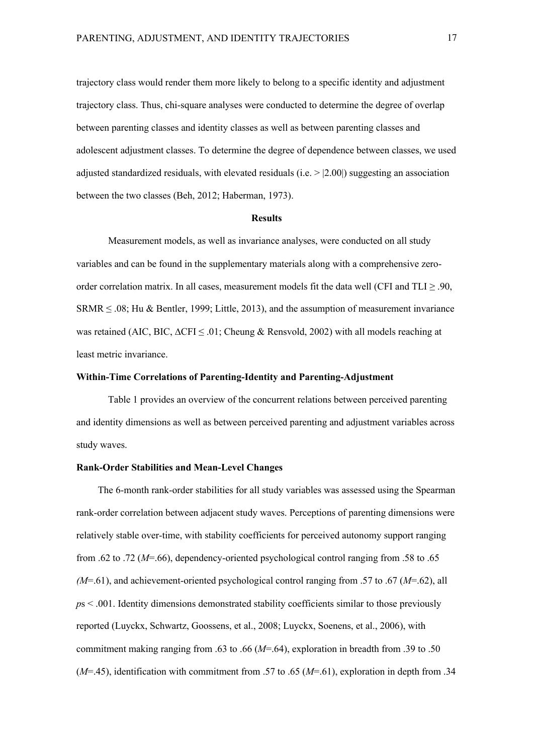trajectory class would render them more likely to belong to a specific identity and adjustment trajectory class. Thus, chi-square analyses were conducted to determine the degree of overlap between parenting classes and identity classes as well as between parenting classes and adolescent adjustment classes. To determine the degree of dependence between classes, we used adjusted standardized residuals, with elevated residuals (i.e. > |2.00|) suggesting an association between the two classes (Beh, 2012; Haberman, 1973).

## Results

Measurement models, as well as invariance analyses, were conducted on all study variables and can be found in the supplementary materials along with a comprehensive zero-order correlation matrix. In all cases, measurement models fit the data well (CFI and TLI ≥ .90, SRMR ≤ .08; Hu & Bentler, 1999; Little, 2013), and the assumption of measurement invariance was retained (AIC, BIC, ΔCFI ≤ .01; Cheung & Rensvold, 2002) with all models reaching at least metric invariance.

### Within-Time Correlations of Parenting-Identity and Parenting-Adjustment

Table 1 provides an overview of the concurrent relations between perceived parenting and identity dimensions as well as between perceived parenting and adjustment variables across study waves.

### Rank-Order Stabilities and Mean-Level Changes

The 6-month rank-order stabilities for all study variables was assessed using the Spearman rank-order correlation between adjacent study waves. Perceptions of parenting dimensions were relatively stable over-time, with stability coefficients for perceived autonomy support ranging from .62 to .72 (*M*=.66), dependency-oriented psychological control ranging from .58 to .65 (*M*=.61), and achievement-oriented psychological control ranging from .57 to .67 (*M*=.62), all *p*s < .001. Identity dimensions demonstrated stability coefficients similar to those previously reported (Luyckx, Schwartz, Goossens, et al., 2008; Luyckx, Soenens, et al., 2006), with commitment making ranging from .63 to .66 (*M*=.64), exploration in breadth from .39 to .50 (*M*=.45), identification with commitment from .57 to .65 (*M*=.61), exploration in depth from .34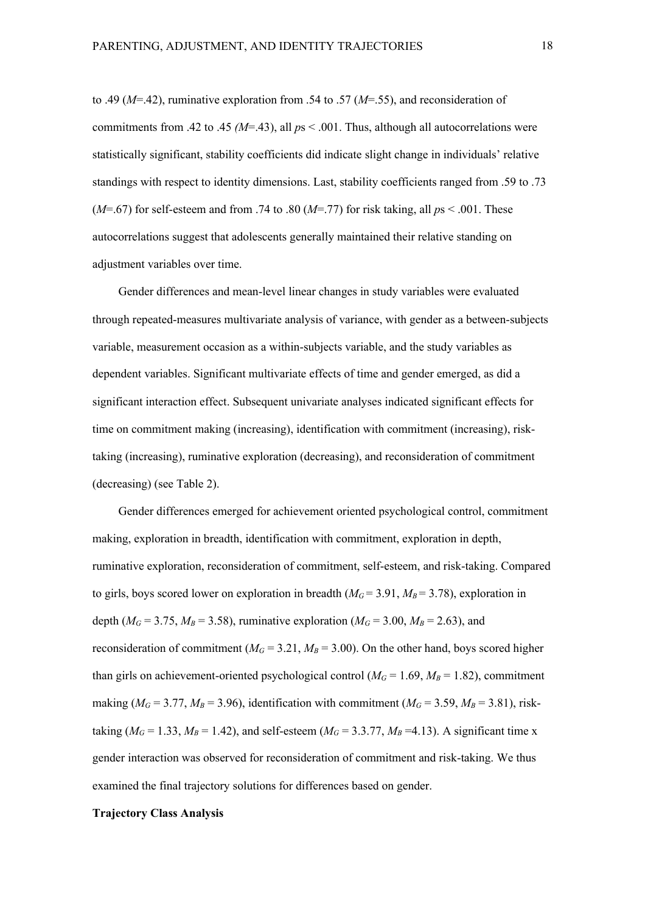to .49 ($M$=.42), ruminative exploration from .54 to .57 ($M$=.55), and reconsideration of commitments from .42 to .45 ($M$=.43), all $p$s < .001. Thus, although all autocorrelations were statistically significant, stability coefficients did indicate slight change in individuals' relative standings with respect to identity dimensions. Last, stability coefficients ranged from .59 to .73 ($M$=.67) for self-esteem and from .74 to .80 ($M$=.77) for risk taking, all $p$s < .001. These autocorrelations suggest that adolescents generally maintained their relative standing on adjustment variables over time.

Gender differences and mean-level linear changes in study variables were evaluated through repeated-measures multivariate analysis of variance, with gender as a between-subjects variable, measurement occasion as a within-subjects variable, and the study variables as dependent variables. Significant multivariate effects of time and gender emerged, as did a significant interaction effect. Subsequent univariate analyses indicated significant effects for time on commitment making (increasing), identification with commitment (increasing), risk-taking (increasing), ruminative exploration (decreasing), and reconsideration of commitment (decreasing) (see Table 2).

Gender differences emerged for achievement oriented psychological control, commitment making, exploration in breadth, identification with commitment, exploration in depth, ruminative exploration, reconsideration of commitment, self-esteem, and risk-taking. Compared to girls, boys scored lower on exploration in breadth ($M_G$ = 3.91, $M_B$ = 3.78), exploration in depth ($M_G$ = 3.75, $M_B$ = 3.58), ruminative exploration ($M_G$ = 3.00, $M_B$ = 2.63), and reconsideration of commitment ($M_G$ = 3.21, $M_B$ = 3.00). On the other hand, boys scored higher than girls on achievement-oriented psychological control ($M_G$ = 1.69, $M_B$ = 1.82), commitment making ($M_G$ = 3.77, $M_B$ = 3.96), identification with commitment ($M_G$ = 3.59, $M_B$ = 3.81), risk-taking ($M_G$ = 1.33, $M_B$ = 1.42), and self-esteem ($M_G$ = 3.3.77, $M_B$ =4.13). A significant time x gender interaction was observed for reconsideration of commitment and risk-taking. We thus examined the final trajectory solutions for differences based on gender.

**Trajectory Class Analysis**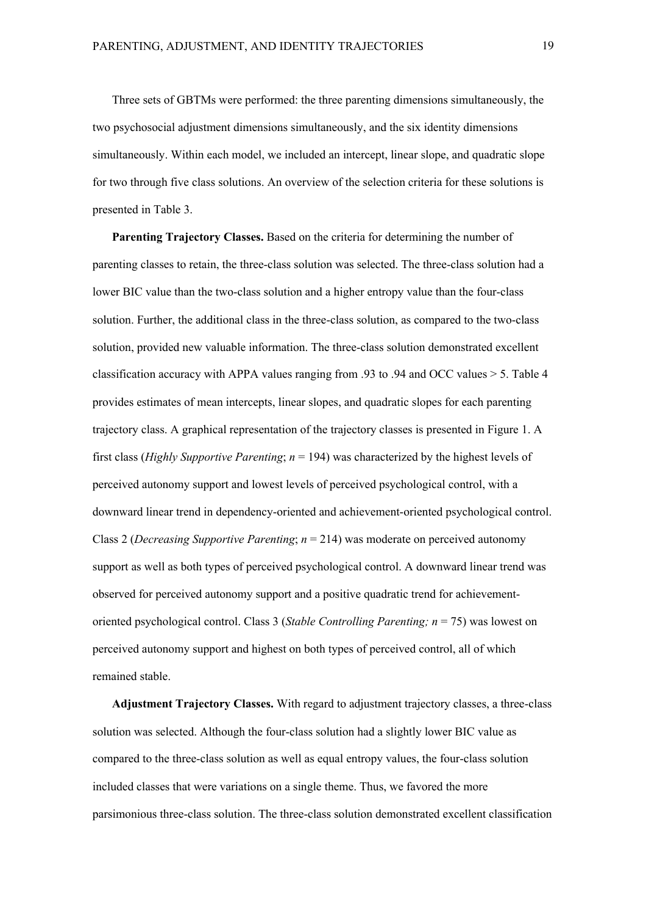Three sets of GBTMs were performed: the three parenting dimensions simultaneously, the two psychosocial adjustment dimensions simultaneously, and the six identity dimensions simultaneously. Within each model, we included an intercept, linear slope, and quadratic slope for two through five class solutions. An overview of the selection criteria for these solutions is presented in Table 3.

**Parenting Trajectory Classes.** Based on the criteria for determining the number of parenting classes to retain, the three-class solution was selected. The three-class solution had a lower BIC value than the two-class solution and a higher entropy value than the four-class solution. Further, the additional class in the three-class solution, as compared to the two-class solution, provided new valuable information. The three-class solution demonstrated excellent classification accuracy with APPA values ranging from .93 to .94 and OCC values > 5. Table 4 provides estimates of mean intercepts, linear slopes, and quadratic slopes for each parenting trajectory class. A graphical representation of the trajectory classes is presented in Figure 1. A first class (*Highly Supportive Parenting*; $n = 194$) was characterized by the highest levels of perceived autonomy support and lowest levels of perceived psychological control, with a downward linear trend in dependency-oriented and achievement-oriented psychological control. Class 2 (*Decreasing Supportive Parenting*; $n = 214$) was moderate on perceived autonomy support as well as both types of perceived psychological control. A downward linear trend was observed for perceived autonomy support and a positive quadratic trend for achievement-oriented psychological control. Class 3 (*Stable Controlling Parenting;* $n = 75$) was lowest on perceived autonomy support and highest on both types of perceived control, all of which remained stable.

**Adjustment Trajectory Classes.** With regard to adjustment trajectory classes, a three-class solution was selected. Although the four-class solution had a slightly lower BIC value as compared to the three-class solution as well as equal entropy values, the four-class solution included classes that were variations on a single theme. Thus, we favored the more parsimonious three-class solution. The three-class solution demonstrated excellent classification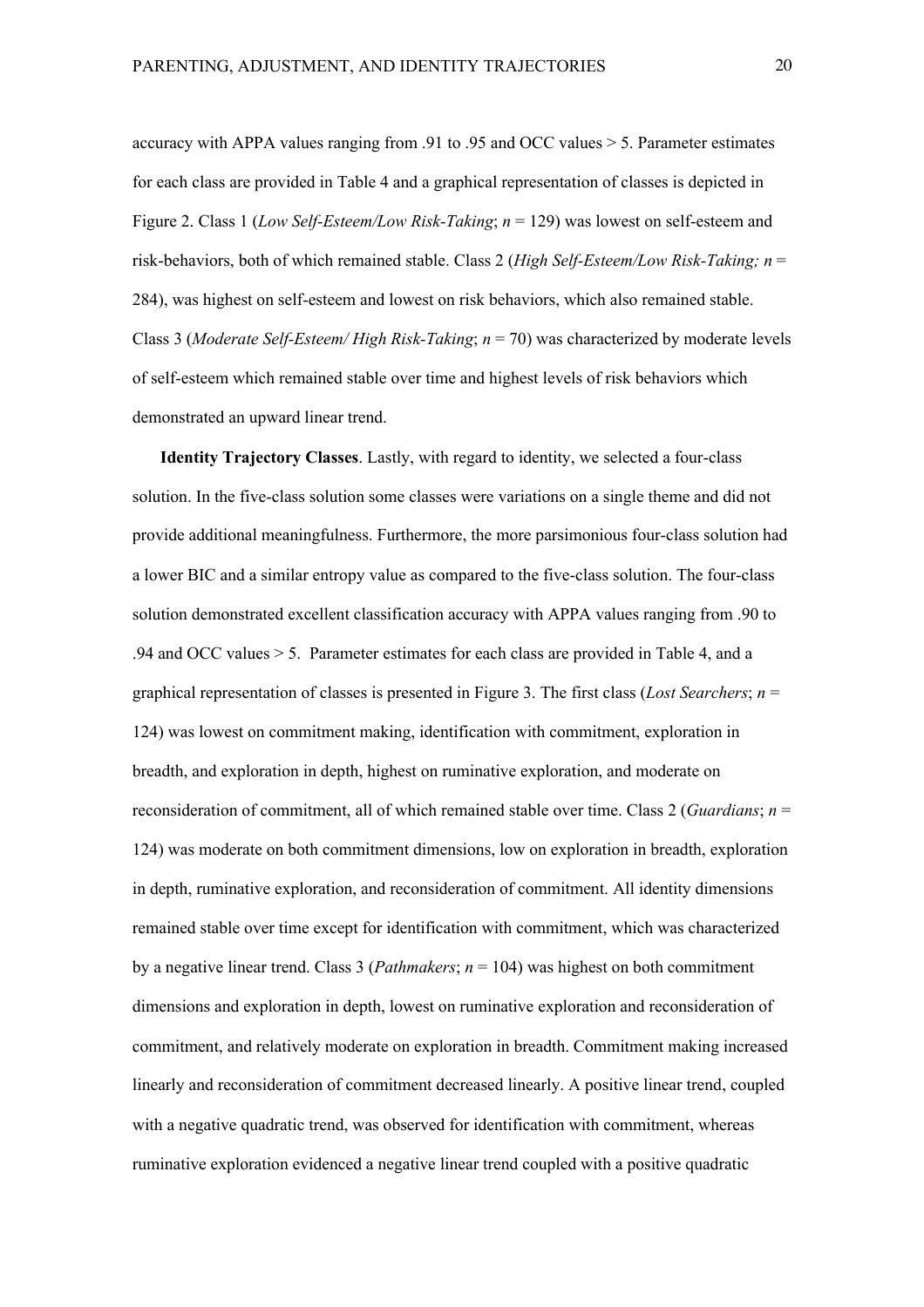accuracy with APPA values ranging from .91 to .95 and OCC values > 5. Parameter estimates for each class are provided in Table 4 and a graphical representation of classes is depicted in Figure 2. Class 1 (*Low Self-Esteem/Low Risk-Taking*; $n$ = 129) was lowest on self-esteem and risk-behaviors, both of which remained stable. Class 2 (*High Self-Esteem/Low Risk-Taking;* $n$ = 284), was highest on self-esteem and lowest on risk behaviors, which also remained stable. Class 3 (*Moderate Self-Esteem/ High Risk-Taking*; $n$ = 70) was characterized by moderate levels of self-esteem which remained stable over time and highest levels of risk behaviors which demonstrated an upward linear trend.

**Identity Trajectory Classes**. Lastly, with regard to identity, we selected a four-class solution. In the five-class solution some classes were variations on a single theme and did not provide additional meaningfulness. Furthermore, the more parsimonious four-class solution had a lower BIC and a similar entropy value as compared to the five-class solution. The four-class solution demonstrated excellent classification accuracy with APPA values ranging from .90 to .94 and OCC values > 5. Parameter estimates for each class are provided in Table 4, and a graphical representation of classes is presented in Figure 3. The first class (*Lost Searchers*; $n$ = 124) was lowest on commitment making, identification with commitment, exploration in breadth, and exploration in depth, highest on ruminative exploration, and moderate on reconsideration of commitment, all of which remained stable over time. Class 2 (*Guardians*; $n$ = 124) was moderate on both commitment dimensions, low on exploration in breadth, exploration in depth, ruminative exploration, and reconsideration of commitment. All identity dimensions remained stable over time except for identification with commitment, which was characterized by a negative linear trend. Class 3 (*Pathmakers*; $n$ = 104) was highest on both commitment dimensions and exploration in depth, lowest on ruminative exploration and reconsideration of commitment, and relatively moderate on exploration in breadth. Commitment making increased linearly and reconsideration of commitment decreased linearly. A positive linear trend, coupled with a negative quadratic trend, was observed for identification with commitment, whereas ruminative exploration evidenced a negative linear trend coupled with a positive quadratic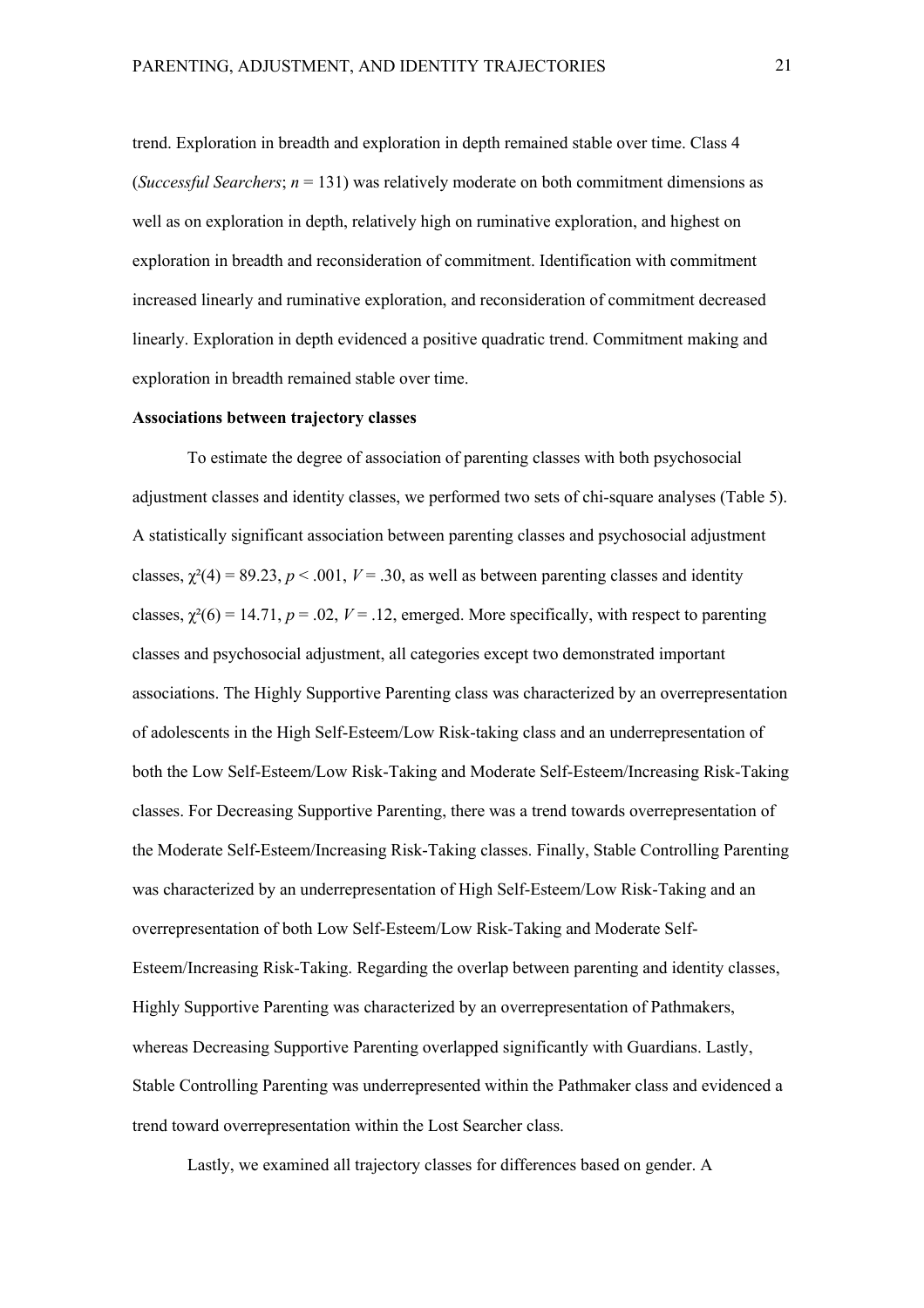trend. Exploration in breadth and exploration in depth remained stable over time. Class 4 (*Successful Searchers*; $n = 131$) was relatively moderate on both commitment dimensions as well as on exploration in depth, relatively high on ruminative exploration, and highest on exploration in breadth and reconsideration of commitment. Identification with commitment increased linearly and ruminative exploration, and reconsideration of commitment decreased linearly. Exploration in depth evidenced a positive quadratic trend. Commitment making and exploration in breadth remained stable over time.

**Associations between trajectory classes**

To estimate the degree of association of parenting classes with both psychosocial adjustment classes and identity classes, we performed two sets of chi-square analyses (Table 5). A statistically significant association between parenting classes and psychosocial adjustment classes, $\chi^2(4) = 89.23$, $p < .001$, $V = .30$, as well as between parenting classes and identity classes, $\chi^2(6) = 14.71$, $p = .02$, $V = .12$, emerged. More specifically, with respect to parenting classes and psychosocial adjustment, all categories except two demonstrated important associations. The Highly Supportive Parenting class was characterized by an overrepresentation of adolescents in the High Self-Esteem/Low Risk-taking class and an underrepresentation of both the Low Self-Esteem/Low Risk-Taking and Moderate Self-Esteem/Increasing Risk-Taking classes. For Decreasing Supportive Parenting, there was a trend towards overrepresentation of the Moderate Self-Esteem/Increasing Risk-Taking classes. Finally, Stable Controlling Parenting was characterized by an underrepresentation of High Self-Esteem/Low Risk-Taking and an overrepresentation of both Low Self-Esteem/Low Risk-Taking and Moderate Self-Esteem/Increasing Risk-Taking. Regarding the overlap between parenting and identity classes, Highly Supportive Parenting was characterized by an overrepresentation of Pathmakers, whereas Decreasing Supportive Parenting overlapped significantly with Guardians. Lastly, Stable Controlling Parenting was underrepresented within the Pathmaker class and evidenced a trend toward overrepresentation within the Lost Searcher class.

Lastly, we examined all trajectory classes for differences based on gender. A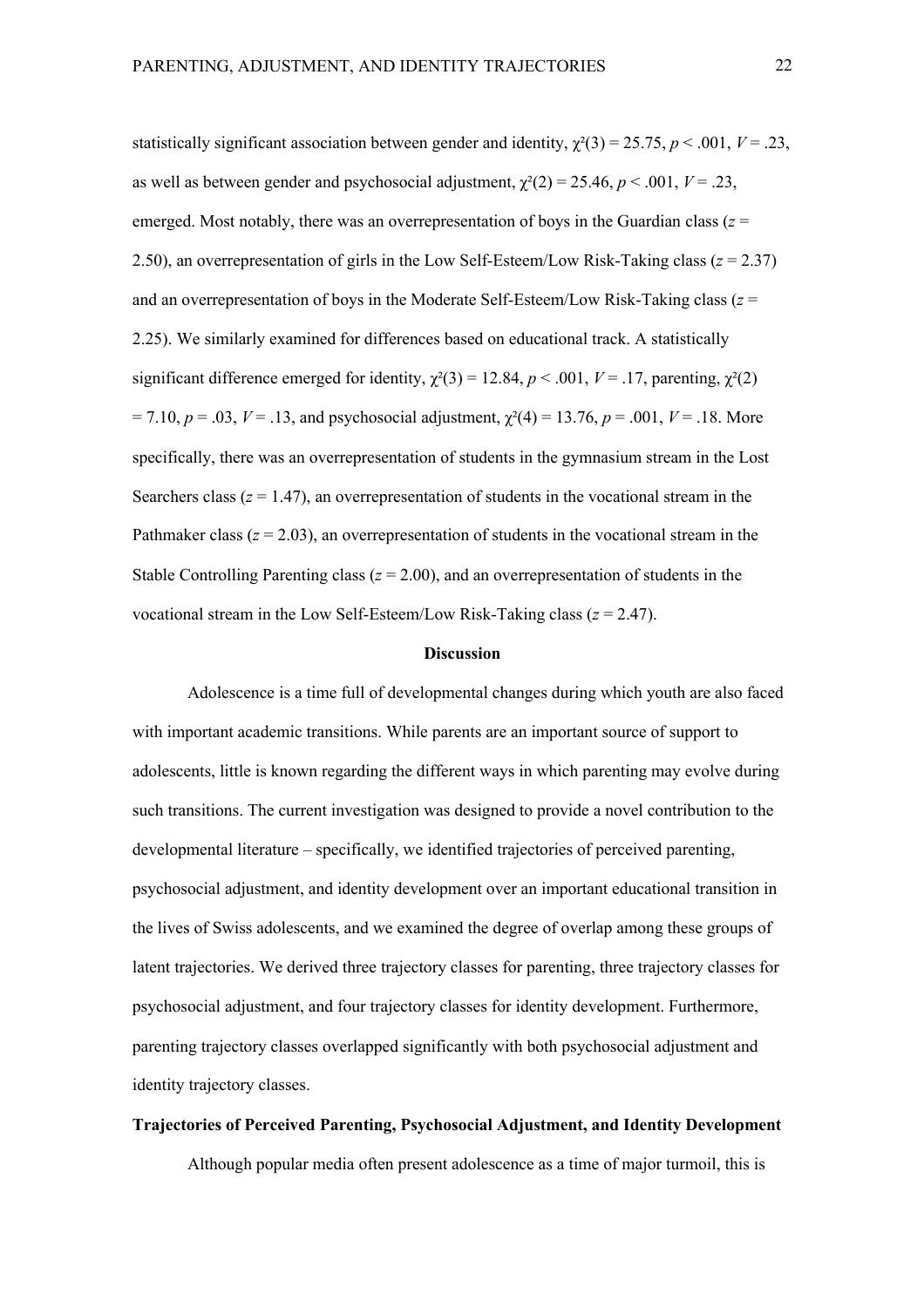statistically significant association between gender and identity, $\chi^2(3) = 25.75$, $p < .001$, $V = .23$, as well as between gender and psychosocial adjustment, $\chi^2(2) = 25.46$, $p < .001$, $V = .23$, emerged. Most notably, there was an overrepresentation of boys in the Guardian class ($z = 2.50$), an overrepresentation of girls in the Low Self-Esteem/Low Risk-Taking class ($z = 2.37$) and an overrepresentation of boys in the Moderate Self-Esteem/Low Risk-Taking class ($z = 2.25$). We similarly examined for differences based on educational track. A statistically significant difference emerged for identity, $\chi^2(3) = 12.84$, $p < .001$, $V = .17$, parenting, $\chi^2(2) = 7.10$, $p = .03$, $V = .13$, and psychosocial adjustment, $\chi^2(4) = 13.76$, $p = .001$, $V = .18$. More specifically, there was an overrepresentation of students in the gymnasium stream in the Lost Searchers class ($z = 1.47$), an overrepresentation of students in the vocational stream in the Pathmaker class ($z = 2.03$), an overrepresentation of students in the vocational stream in the Stable Controlling Parenting class ($z = 2.00$), and an overrepresentation of students in the vocational stream in the Low Self-Esteem/Low Risk-Taking class ($z = 2.47$).

## Discussion

Adolescence is a time full of developmental changes during which youth are also faced with important academic transitions. While parents are an important source of support to adolescents, little is known regarding the different ways in which parenting may evolve during such transitions. The current investigation was designed to provide a novel contribution to the developmental literature – specifically, we identified trajectories of perceived parenting, psychosocial adjustment, and identity development over an important educational transition in the lives of Swiss adolescents, and we examined the degree of overlap among these groups of latent trajectories. We derived three trajectory classes for parenting, three trajectory classes for psychosocial adjustment, and four trajectory classes for identity development. Furthermore, parenting trajectory classes overlapped significantly with both psychosocial adjustment and identity trajectory classes.

### Trajectories of Perceived Parenting, Psychosocial Adjustment, and Identity Development

Although popular media often present adolescence as a time of major turmoil, this is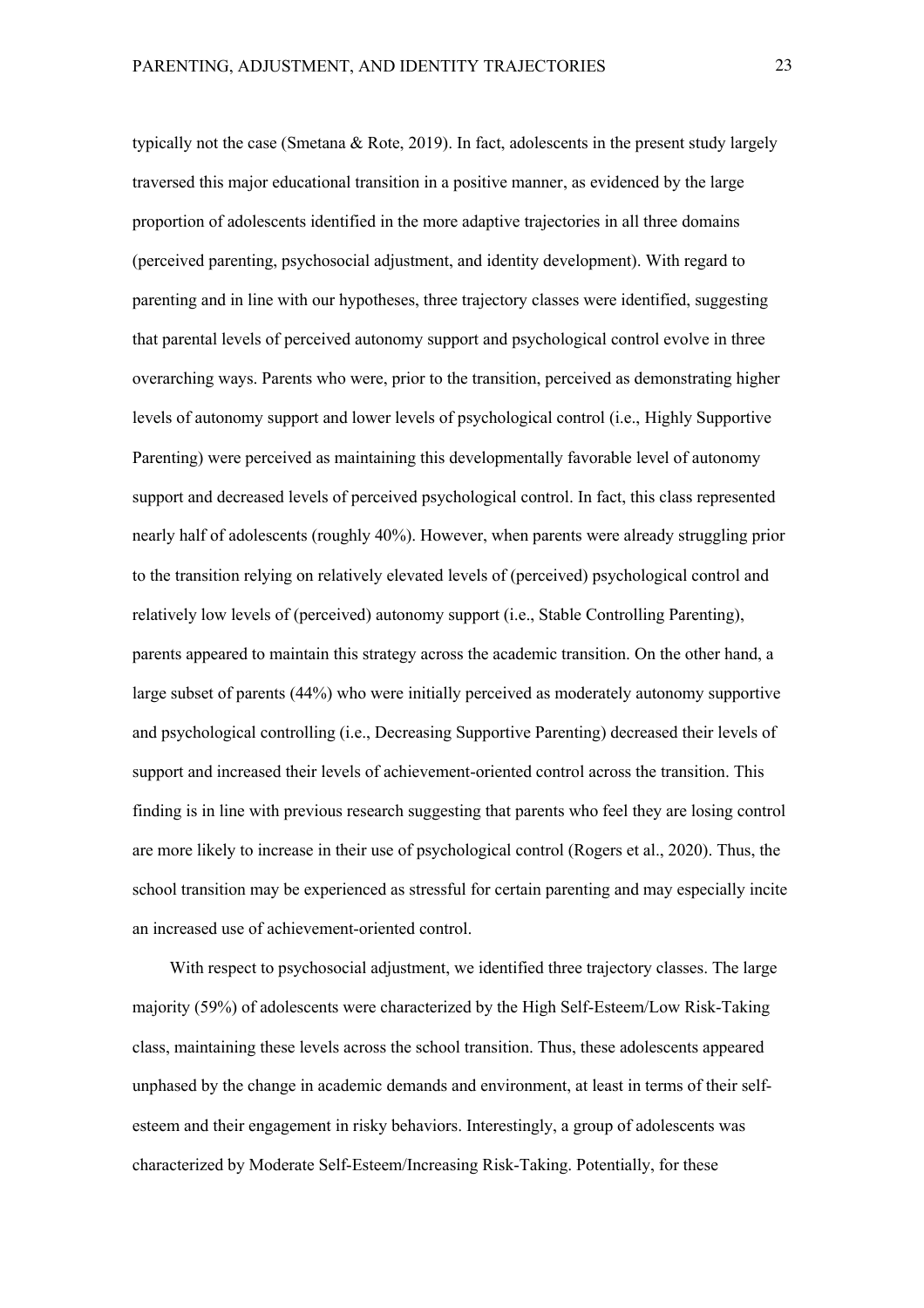typically not the case (Smetana & Rote, 2019). In fact, adolescents in the present study largely traversed this major educational transition in a positive manner, as evidenced by the large proportion of adolescents identified in the more adaptive trajectories in all three domains (perceived parenting, psychosocial adjustment, and identity development). With regard to parenting and in line with our hypotheses, three trajectory classes were identified, suggesting that parental levels of perceived autonomy support and psychological control evolve in three overarching ways. Parents who were, prior to the transition, perceived as demonstrating higher levels of autonomy support and lower levels of psychological control (i.e., Highly Supportive Parenting) were perceived as maintaining this developmentally favorable level of autonomy support and decreased levels of perceived psychological control. In fact, this class represented nearly half of adolescents (roughly 40%). However, when parents were already struggling prior to the transition relying on relatively elevated levels of (perceived) psychological control and relatively low levels of (perceived) autonomy support (i.e., Stable Controlling Parenting), parents appeared to maintain this strategy across the academic transition. On the other hand, a large subset of parents (44%) who were initially perceived as moderately autonomy supportive and psychological controlling (i.e., Decreasing Supportive Parenting) decreased their levels of support and increased their levels of achievement-oriented control across the transition. This finding is in line with previous research suggesting that parents who feel they are losing control are more likely to increase in their use of psychological control (Rogers et al., 2020). Thus, the school transition may be experienced as stressful for certain parenting and may especially incite an increased use of achievement-oriented control.

With respect to psychosocial adjustment, we identified three trajectory classes. The large majority (59%) of adolescents were characterized by the High Self-Esteem/Low Risk-Taking class, maintaining these levels across the school transition. Thus, these adolescents appeared unphased by the change in academic demands and environment, at least in terms of their self-esteem and their engagement in risky behaviors. Interestingly, a group of adolescents was characterized by Moderate Self-Esteem/Increasing Risk-Taking. Potentially, for these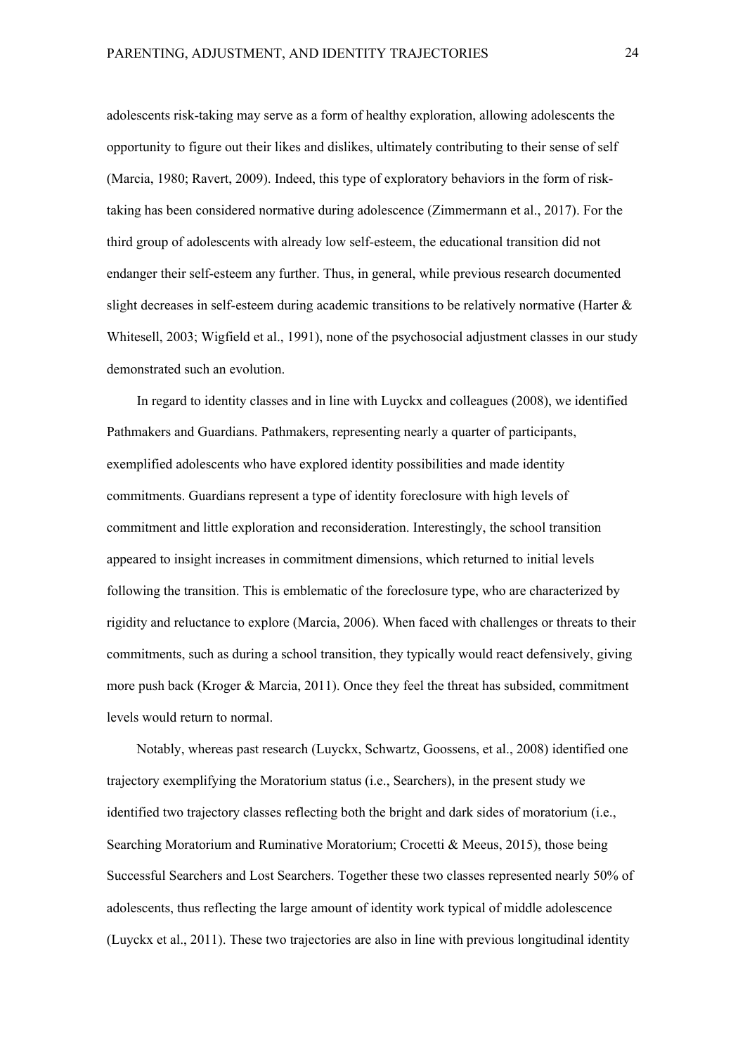adolescents risk-taking may serve as a form of healthy exploration, allowing adolescents the opportunity to figure out their likes and dislikes, ultimately contributing to their sense of self (Marcia, 1980; Ravert, 2009). Indeed, this type of exploratory behaviors in the form of risk-taking has been considered normative during adolescence (Zimmermann et al., 2017). For the third group of adolescents with already low self-esteem, the educational transition did not endanger their self-esteem any further. Thus, in general, while previous research documented slight decreases in self-esteem during academic transitions to be relatively normative (Harter & Whitesell, 2003; Wigfield et al., 1991), none of the psychosocial adjustment classes in our study demonstrated such an evolution.

In regard to identity classes and in line with Luyckx and colleagues (2008), we identified Pathmakers and Guardians. Pathmakers, representing nearly a quarter of participants, exemplified adolescents who have explored identity possibilities and made identity commitments. Guardians represent a type of identity foreclosure with high levels of commitment and little exploration and reconsideration. Interestingly, the school transition appeared to insight increases in commitment dimensions, which returned to initial levels following the transition. This is emblematic of the foreclosure type, who are characterized by rigidity and reluctance to explore (Marcia, 2006). When faced with challenges or threats to their commitments, such as during a school transition, they typically would react defensively, giving more push back (Kroger & Marcia, 2011). Once they feel the threat has subsided, commitment levels would return to normal.

Notably, whereas past research (Luyckx, Schwartz, Goossens, et al., 2008) identified one trajectory exemplifying the Moratorium status (i.e., Searchers), in the present study we identified two trajectory classes reflecting both the bright and dark sides of moratorium (i.e., Searching Moratorium and Ruminative Moratorium; Crocetti & Meeus, 2015), those being Successful Searchers and Lost Searchers. Together these two classes represented nearly 50% of adolescents, thus reflecting the large amount of identity work typical of middle adolescence (Luyckx et al., 2011). These two trajectories are also in line with previous longitudinal identity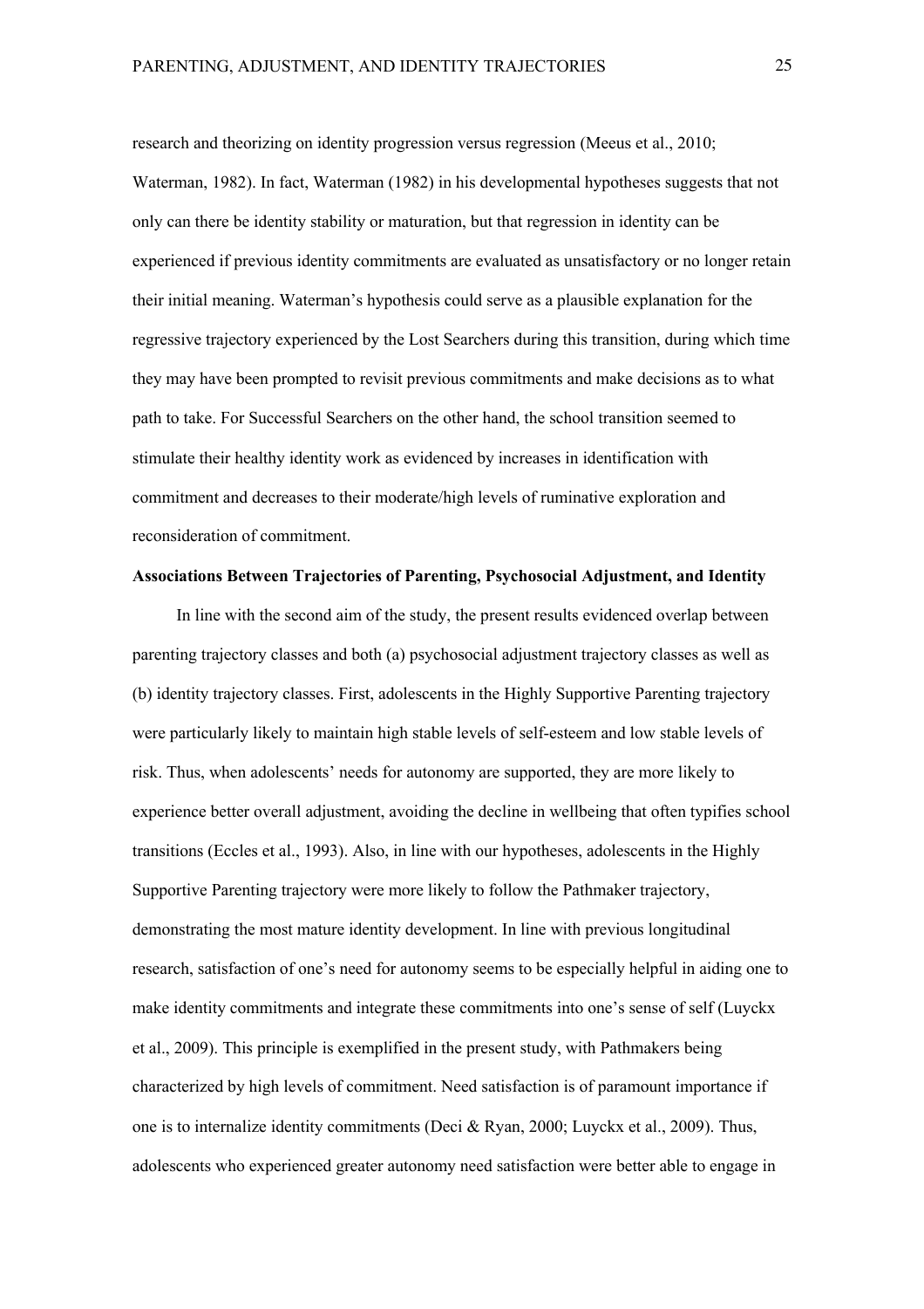research and theorizing on identity progression versus regression (Meeus et al., 2010; Waterman, 1982). In fact, Waterman (1982) in his developmental hypotheses suggests that not only can there be identity stability or maturation, but that regression in identity can be experienced if previous identity commitments are evaluated as unsatisfactory or no longer retain their initial meaning. Waterman's hypothesis could serve as a plausible explanation for the regressive trajectory experienced by the Lost Searchers during this transition, during which time they may have been prompted to revisit previous commitments and make decisions as to what path to take. For Successful Searchers on the other hand, the school transition seemed to stimulate their healthy identity work as evidenced by increases in identification with commitment and decreases to their moderate/high levels of ruminative exploration and reconsideration of commitment.

**Associations Between Trajectories of Parenting, Psychosocial Adjustment, and Identity**

In line with the second aim of the study, the present results evidenced overlap between parenting trajectory classes and both (a) psychosocial adjustment trajectory classes as well as (b) identity trajectory classes. First, adolescents in the Highly Supportive Parenting trajectory were particularly likely to maintain high stable levels of self-esteem and low stable levels of risk. Thus, when adolescents' needs for autonomy are supported, they are more likely to experience better overall adjustment, avoiding the decline in wellbeing that often typifies school transitions (Eccles et al., 1993). Also, in line with our hypotheses, adolescents in the Highly Supportive Parenting trajectory were more likely to follow the Pathmaker trajectory, demonstrating the most mature identity development. In line with previous longitudinal research, satisfaction of one's need for autonomy seems to be especially helpful in aiding one to make identity commitments and integrate these commitments into one's sense of self (Luyckx et al., 2009). This principle is exemplified in the present study, with Pathmakers being characterized by high levels of commitment. Need satisfaction is of paramount importance if one is to internalize identity commitments (Deci & Ryan, 2000; Luyckx et al., 2009). Thus, adolescents who experienced greater autonomy need satisfaction were better able to engage in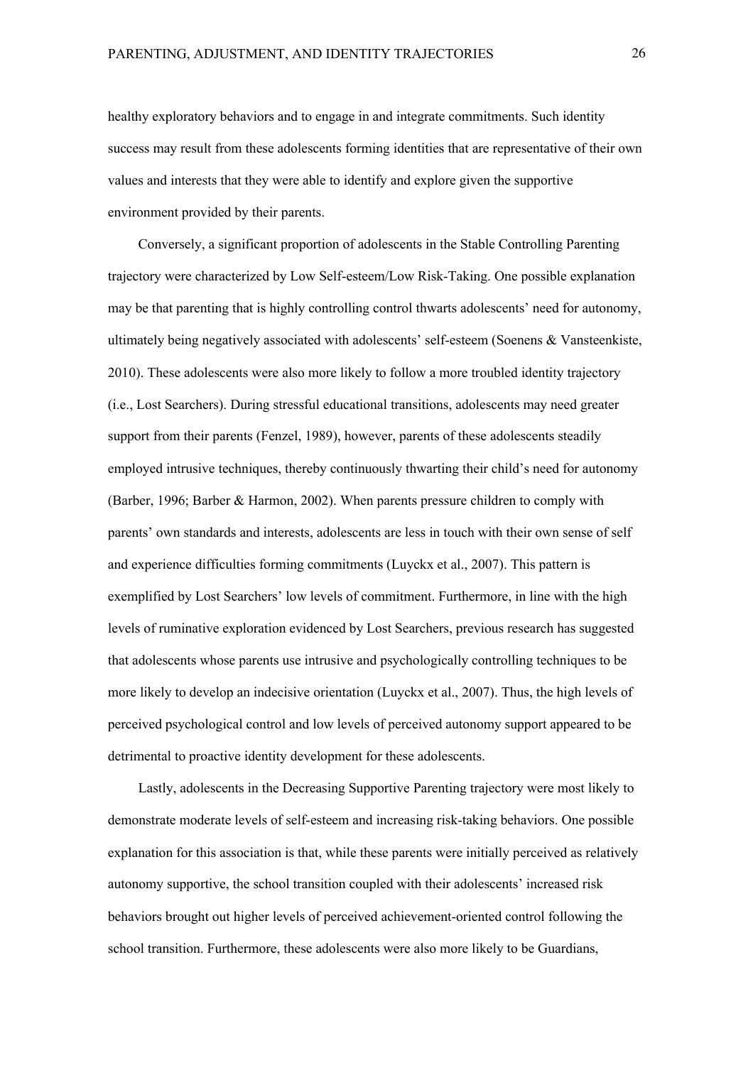healthy exploratory behaviors and to engage in and integrate commitments. Such identity success may result from these adolescents forming identities that are representative of their own values and interests that they were able to identify and explore given the supportive environment provided by their parents.

Conversely, a significant proportion of adolescents in the Stable Controlling Parenting trajectory were characterized by Low Self-esteem/Low Risk-Taking. One possible explanation may be that parenting that is highly controlling control thwarts adolescents' need for autonomy, ultimately being negatively associated with adolescents' self-esteem (Soenens & Vansteenkiste, 2010). These adolescents were also more likely to follow a more troubled identity trajectory (i.e., Lost Searchers). During stressful educational transitions, adolescents may need greater support from their parents (Fenzel, 1989), however, parents of these adolescents steadily employed intrusive techniques, thereby continuously thwarting their child's need for autonomy (Barber, 1996; Barber & Harmon, 2002). When parents pressure children to comply with parents' own standards and interests, adolescents are less in touch with their own sense of self and experience difficulties forming commitments (Luyckx et al., 2007). This pattern is exemplified by Lost Searchers' low levels of commitment. Furthermore, in line with the high levels of ruminative exploration evidenced by Lost Searchers, previous research has suggested that adolescents whose parents use intrusive and psychologically controlling techniques to be more likely to develop an indecisive orientation (Luyckx et al., 2007). Thus, the high levels of perceived psychological control and low levels of perceived autonomy support appeared to be detrimental to proactive identity development for these adolescents.

Lastly, adolescents in the Decreasing Supportive Parenting trajectory were most likely to demonstrate moderate levels of self-esteem and increasing risk-taking behaviors. One possible explanation for this association is that, while these parents were initially perceived as relatively autonomy supportive, the school transition coupled with their adolescents' increased risk behaviors brought out higher levels of perceived achievement-oriented control following the school transition. Furthermore, these adolescents were also more likely to be Guardians,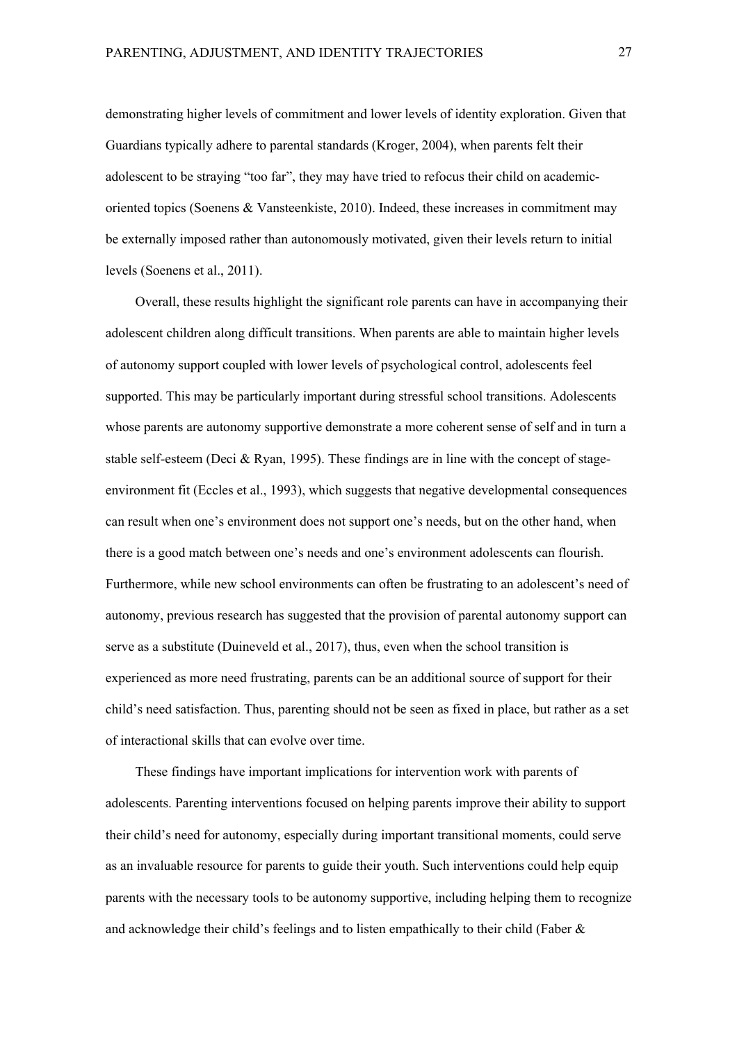demonstrating higher levels of commitment and lower levels of identity exploration. Given that Guardians typically adhere to parental standards (Kroger, 2004), when parents felt their adolescent to be straying "too far", they may have tried to refocus their child on academic-oriented topics (Soenens & Vansteenkiste, 2010). Indeed, these increases in commitment may be externally imposed rather than autonomously motivated, given their levels return to initial levels (Soenens et al., 2011).

Overall, these results highlight the significant role parents can have in accompanying their adolescent children along difficult transitions. When parents are able to maintain higher levels of autonomy support coupled with lower levels of psychological control, adolescents feel supported. This may be particularly important during stressful school transitions. Adolescents whose parents are autonomy supportive demonstrate a more coherent sense of self and in turn a stable self-esteem (Deci & Ryan, 1995). These findings are in line with the concept of stage-environment fit (Eccles et al., 1993), which suggests that negative developmental consequences can result when one's environment does not support one's needs, but on the other hand, when there is a good match between one's needs and one's environment adolescents can flourish. Furthermore, while new school environments can often be frustrating to an adolescent's need of autonomy, previous research has suggested that the provision of parental autonomy support can serve as a substitute (Duineveld et al., 2017), thus, even when the school transition is experienced as more need frustrating, parents can be an additional source of support for their child's need satisfaction. Thus, parenting should not be seen as fixed in place, but rather as a set of interactional skills that can evolve over time.

These findings have important implications for intervention work with parents of adolescents. Parenting interventions focused on helping parents improve their ability to support their child's need for autonomy, especially during important transitional moments, could serve as an invaluable resource for parents to guide their youth. Such interventions could help equip parents with the necessary tools to be autonomy supportive, including helping them to recognize and acknowledge their child's feelings and to listen empathically to their child (Faber &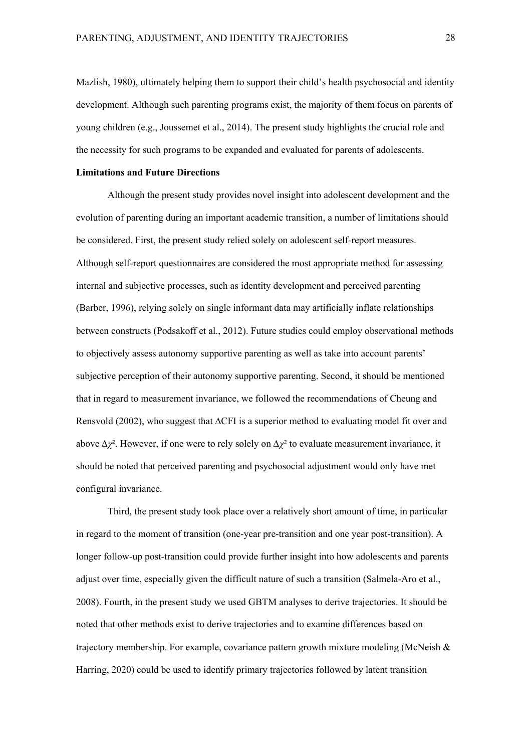Mazlish, 1980), ultimately helping them to support their child's health psychosocial and identity development. Although such parenting programs exist, the majority of them focus on parents of young children (e.g., Joussemet et al., 2014). The present study highlights the crucial role and the necessity for such programs to be expanded and evaluated for parents of adolescents.

**Limitations and Future Directions**

Although the present study provides novel insight into adolescent development and the evolution of parenting during an important academic transition, a number of limitations should be considered. First, the present study relied solely on adolescent self-report measures. Although self-report questionnaires are considered the most appropriate method for assessing internal and subjective processes, such as identity development and perceived parenting (Barber, 1996), relying solely on single informant data may artificially inflate relationships between constructs (Podsakoff et al., 2012). Future studies could employ observational methods to objectively assess autonomy supportive parenting as well as take into account parents' subjective perception of their autonomy supportive parenting. Second, it should be mentioned that in regard to measurement invariance, we followed the recommendations of Cheung and Rensvold (2002), who suggest that ΔCFI is a superior method to evaluating model fit over and above $\Delta\chi^2$. However, if one were to rely solely on $\Delta\chi^2$ to evaluate measurement invariance, it should be noted that perceived parenting and psychosocial adjustment would only have met configural invariance.

Third, the present study took place over a relatively short amount of time, in particular in regard to the moment of transition (one-year pre-transition and one year post-transition). A longer follow-up post-transition could provide further insight into how adolescents and parents adjust over time, especially given the difficult nature of such a transition (Salmela-Aro et al., 2008). Fourth, in the present study we used GBTM analyses to derive trajectories. It should be noted that other methods exist to derive trajectories and to examine differences based on trajectory membership. For example, covariance pattern growth mixture modeling (McNeish & Harring, 2020) could be used to identify primary trajectories followed by latent transition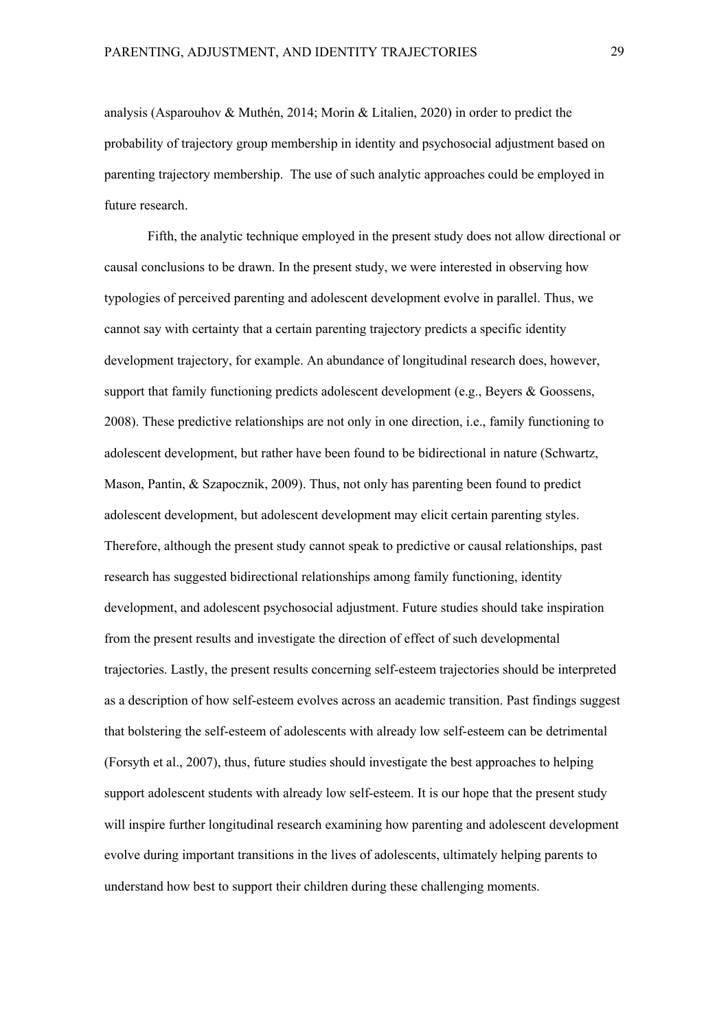analysis (Asparouhov & Muthén, 2014; Morin & Litalien, 2020) in order to predict the probability of trajectory group membership in identity and psychosocial adjustment based on parenting trajectory membership. The use of such analytic approaches could be employed in future research.

Fifth, the analytic technique employed in the present study does not allow directional or causal conclusions to be drawn. In the present study, we were interested in observing how typologies of perceived parenting and adolescent development evolve in parallel. Thus, we cannot say with certainty that a certain parenting trajectory predicts a specific identity development trajectory, for example. An abundance of longitudinal research does, however, support that family functioning predicts adolescent development (e.g., Beyers & Goossens, 2008). These predictive relationships are not only in one direction, i.e., family functioning to adolescent development, but rather have been found to be bidirectional in nature (Schwartz, Mason, Pantin, & Szapocznik, 2009). Thus, not only has parenting been found to predict adolescent development, but adolescent development may elicit certain parenting styles. Therefore, although the present study cannot speak to predictive or causal relationships, past research has suggested bidirectional relationships among family functioning, identity development, and adolescent psychosocial adjustment. Future studies should take inspiration from the present results and investigate the direction of effect of such developmental trajectories. Lastly, the present results concerning self-esteem trajectories should be interpreted as a description of how self-esteem evolves across an academic transition. Past findings suggest that bolstering the self-esteem of adolescents with already low self-esteem can be detrimental (Forsyth et al., 2007), thus, future studies should investigate the best approaches to helping support adolescent students with already low self-esteem. It is our hope that the present study will inspire further longitudinal research examining how parenting and adolescent development evolve during important transitions in the lives of adolescents, ultimately helping parents to understand how best to support their children during these challenging moments.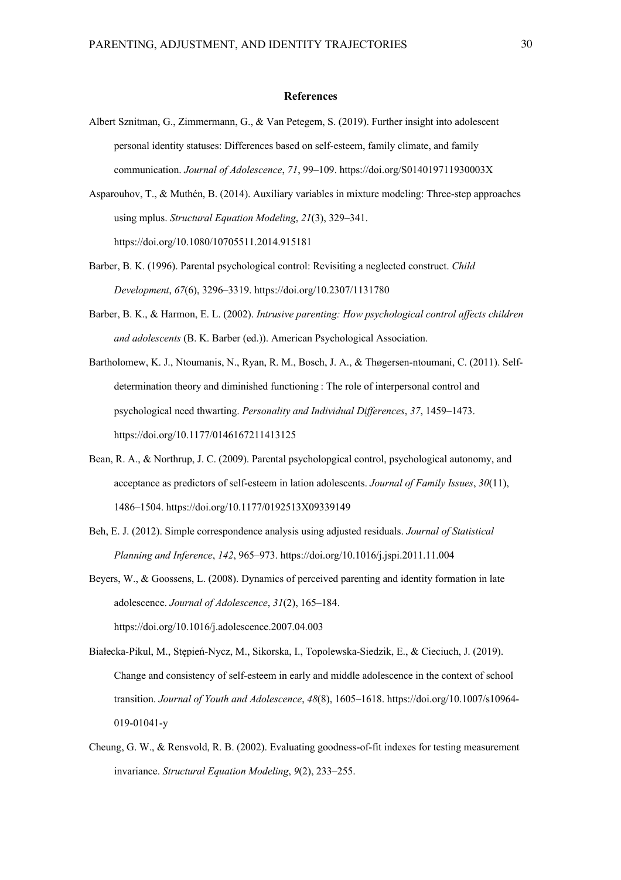## References

Albert Sznitman, G., Zimmermann, G., & Van Petegem, S. (2019). Further insight into adolescent personal identity statuses: Differences based on self-esteem, family climate, and family communication. *Journal of Adolescence*, *71*, 99–109. https://doi.org/S014019711930003X

Asparouhov, T., & Muthén, B. (2014). Auxiliary variables in mixture modeling: Three-step approaches using mplus. *Structural Equation Modeling*, *21*(3), 329–341. https://doi.org/10.1080/10705511.2014.915181

Barber, B. K. (1996). Parental psychological control: Revisiting a neglected construct. *Child Development*, *67*(6), 3296–3319. https://doi.org/10.2307/1131780

Barber, B. K., & Harmon, E. L. (2002). *Intrusive parenting: How psychological control affects children and adolescents* (B. K. Barber (ed.)). American Psychological Association.

Bartholomew, K. J., Ntoumanis, N., Ryan, R. M., Bosch, J. A., & Thøgersen-ntoumani, C. (2011). Self-determination theory and diminished functioning : The role of interpersonal control and psychological need thwarting. *Personality and Individual Differences*, *37*, 1459–1473. https://doi.org/10.1177/0146167211413125

Bean, R. A., & Northrup, J. C. (2009). Parental psycholopgical control, psychological autonomy, and acceptance as predictors of self-esteem in lation adolescents. *Journal of Family Issues*, *30*(11), 1486–1504. https://doi.org/10.1177/0192513X09339149

Beh, E. J. (2012). Simple correspondence analysis using adjusted residuals. *Journal of Statistical Planning and Inference*, *142*, 965–973. https://doi.org/10.1016/j.jspi.2011.11.004

Beyers, W., & Goossens, L. (2008). Dynamics of perceived parenting and identity formation in late adolescence. *Journal of Adolescence*, *31*(2), 165–184. https://doi.org/10.1016/j.adolescence.2007.04.003

Białecka-Pikul, M., Stępień-Nycz, M., Sikorska, I., Topolewska-Siedzik, E., & Cieciuch, J. (2019). Change and consistency of self-esteem in early and middle adolescence in the context of school transition. *Journal of Youth and Adolescence*, *48*(8), 1605–1618. https://doi.org/10.1007/s10964-019-01041-y

Cheung, G. W., & Rensvold, R. B. (2002). Evaluating goodness-of-fit indexes for testing measurement invariance. *Structural Equation Modeling*, *9*(2), 233–255.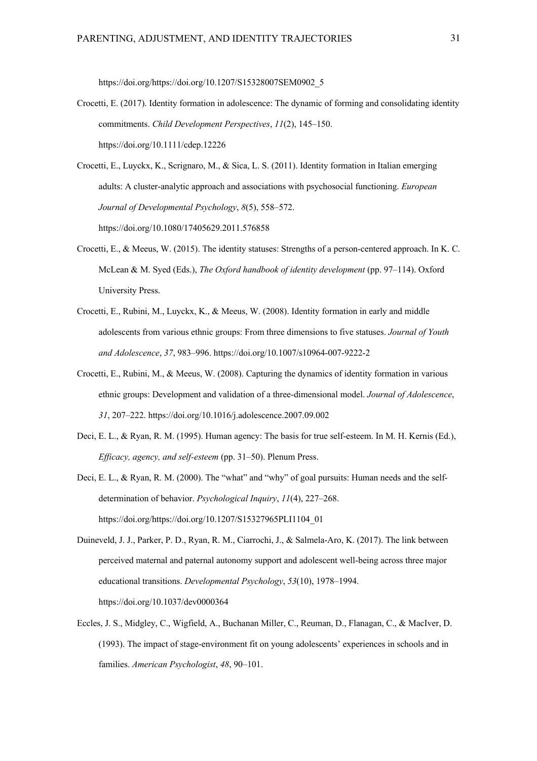https://doi.org/https://doi.org/10.1207/S15328007SEM0902_5

Crocetti, E. (2017). Identity formation in adolescence: The dynamic of forming and consolidating identity commitments. *Child Development Perspectives*, *11*(2), 145–150. https://doi.org/10.1111/cdep.12226

Crocetti, E., Luyckx, K., Scrignaro, M., & Sica, L. S. (2011). Identity formation in Italian emerging adults: A cluster-analytic approach and associations with psychosocial functioning. *European Journal of Developmental Psychology*, *8*(5), 558–572. https://doi.org/10.1080/17405629.2011.576858

Crocetti, E., & Meeus, W. (2015). The identity statuses: Strengths of a person-centered approach. In K. C. McLean & M. Syed (Eds.), *The Oxford handbook of identity development* (pp. 97–114). Oxford University Press.

Crocetti, E., Rubini, M., Luyckx, K., & Meeus, W. (2008). Identity formation in early and middle adolescents from various ethnic groups: From three dimensions to five statuses. *Journal of Youth and Adolescence*, *37*, 983–996. https://doi.org/10.1007/s10964-007-9222-2

Crocetti, E., Rubini, M., & Meeus, W. (2008). Capturing the dynamics of identity formation in various ethnic groups: Development and validation of a three-dimensional model. *Journal of Adolescence*, *31*, 207–222. https://doi.org/10.1016/j.adolescence.2007.09.002

Deci, E. L., & Ryan, R. M. (1995). Human agency: The basis for true self-esteem. In M. H. Kernis (Ed.), *Efficacy, agency, and self-esteem* (pp. 31–50). Plenum Press.

Deci, E. L., & Ryan, R. M. (2000). The "what" and "why" of goal pursuits: Human needs and the self-determination of behavior. *Psychological Inquiry*, *11*(4), 227–268. https://doi.org/https://doi.org/10.1207/S15327965PLI1104_01

Duineveld, J. J., Parker, P. D., Ryan, R. M., Ciarrochi, J., & Salmela-Aro, K. (2017). The link between perceived maternal and paternal autonomy support and adolescent well-being across three major educational transitions. *Developmental Psychology*, *53*(10), 1978–1994. https://doi.org/10.1037/dev0000364

Eccles, J. S., Midgley, C., Wigfield, A., Buchanan Miller, C., Reuman, D., Flanagan, C., & MacIver, D. (1993). The impact of stage-environment fit on young adolescents' experiences in schools and in families. *American Psychologist*, *48*, 90–101.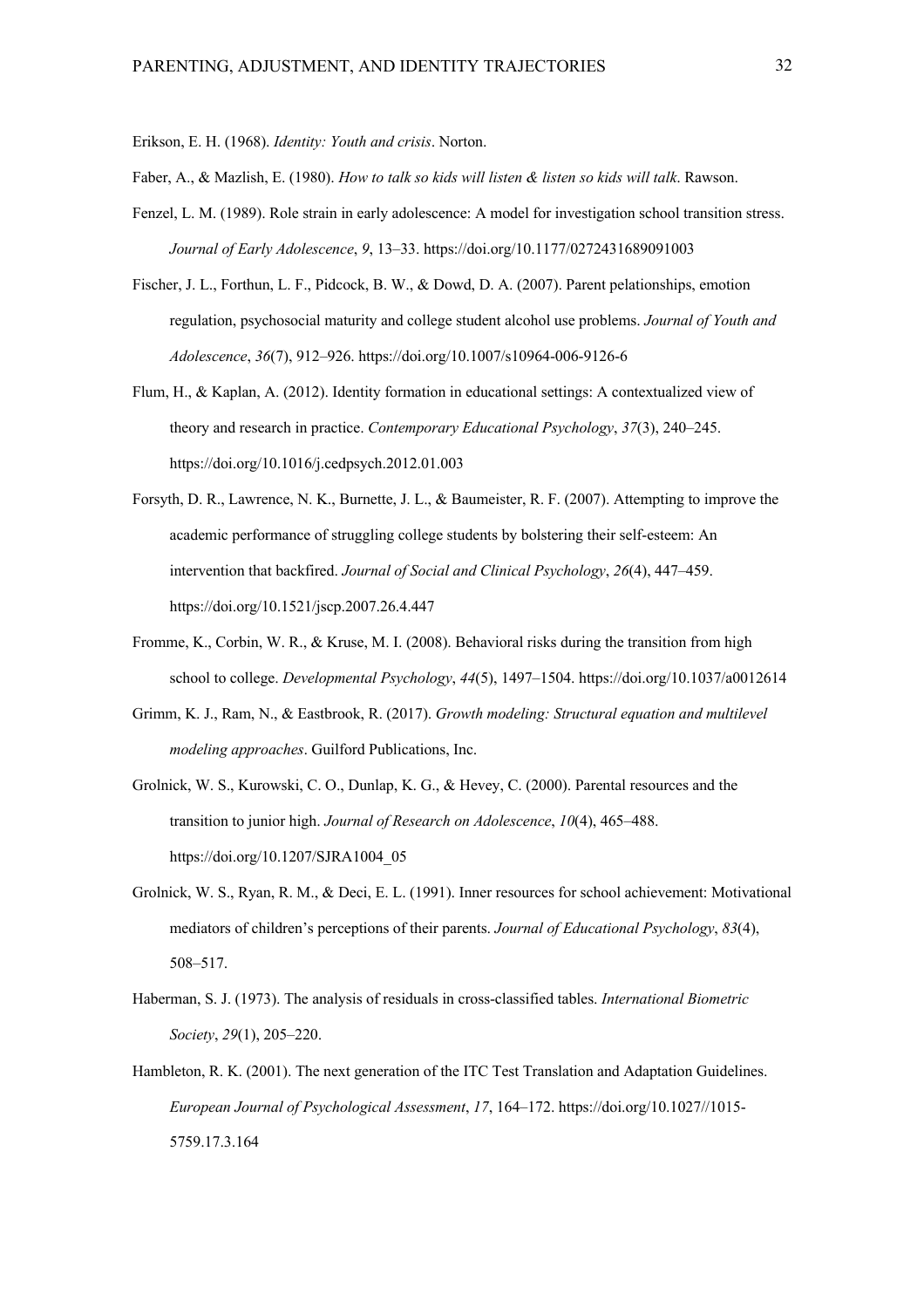Erikson, E. H. (1968). *Identity: Youth and crisis*. Norton.

Faber, A., & Mazlish, E. (1980). *How to talk so kids will listen & listen so kids will talk*. Rawson.

Fenzel, L. M. (1989). Role strain in early adolescence: A model for investigation school transition stress. *Journal of Early Adolescence*, *9*, 13–33. https://doi.org/10.1177/0272431689091003

Fischer, J. L., Forthun, L. F., Pidcock, B. W., & Dowd, D. A. (2007). Parent pelationships, emotion regulation, psychosocial maturity and college student alcohol use problems. *Journal of Youth and Adolescence*, *36*(7), 912–926. https://doi.org/10.1007/s10964-006-9126-6

Flum, H., & Kaplan, A. (2012). Identity formation in educational settings: A contextualized view of theory and research in practice. *Contemporary Educational Psychology*, *37*(3), 240–245. https://doi.org/10.1016/j.cedpsych.2012.01.003

Forsyth, D. R., Lawrence, N. K., Burnette, J. L., & Baumeister, R. F. (2007). Attempting to improve the academic performance of struggling college students by bolstering their self-esteem: An intervention that backfired. *Journal of Social and Clinical Psychology*, *26*(4), 447–459. https://doi.org/10.1521/jscp.2007.26.4.447

Fromme, K., Corbin, W. R., & Kruse, M. I. (2008). Behavioral risks during the transition from high school to college. *Developmental Psychology*, *44*(5), 1497–1504. https://doi.org/10.1037/a0012614

Grimm, K. J., Ram, N., & Eastbrook, R. (2017). *Growth modeling: Structural equation and multilevel modeling approaches*. Guilford Publications, Inc.

Grolnick, W. S., Kurowski, C. O., Dunlap, K. G., & Hevey, C. (2000). Parental resources and the transition to junior high. *Journal of Research on Adolescence*, *10*(4), 465–488. https://doi.org/10.1207/SJRA1004_05

Grolnick, W. S., Ryan, R. M., & Deci, E. L. (1991). Inner resources for school achievement: Motivational mediators of children's perceptions of their parents. *Journal of Educational Psychology*, *83*(4), 508–517.

Haberman, S. J. (1973). The analysis of residuals in cross-classified tables. *International Biometric Society*, *29*(1), 205–220.

Hambleton, R. K. (2001). The next generation of the ITC Test Translation and Adaptation Guidelines. *European Journal of Psychological Assessment*, *17*, 164–172. https://doi.org/10.1027//1015-5759.17.3.164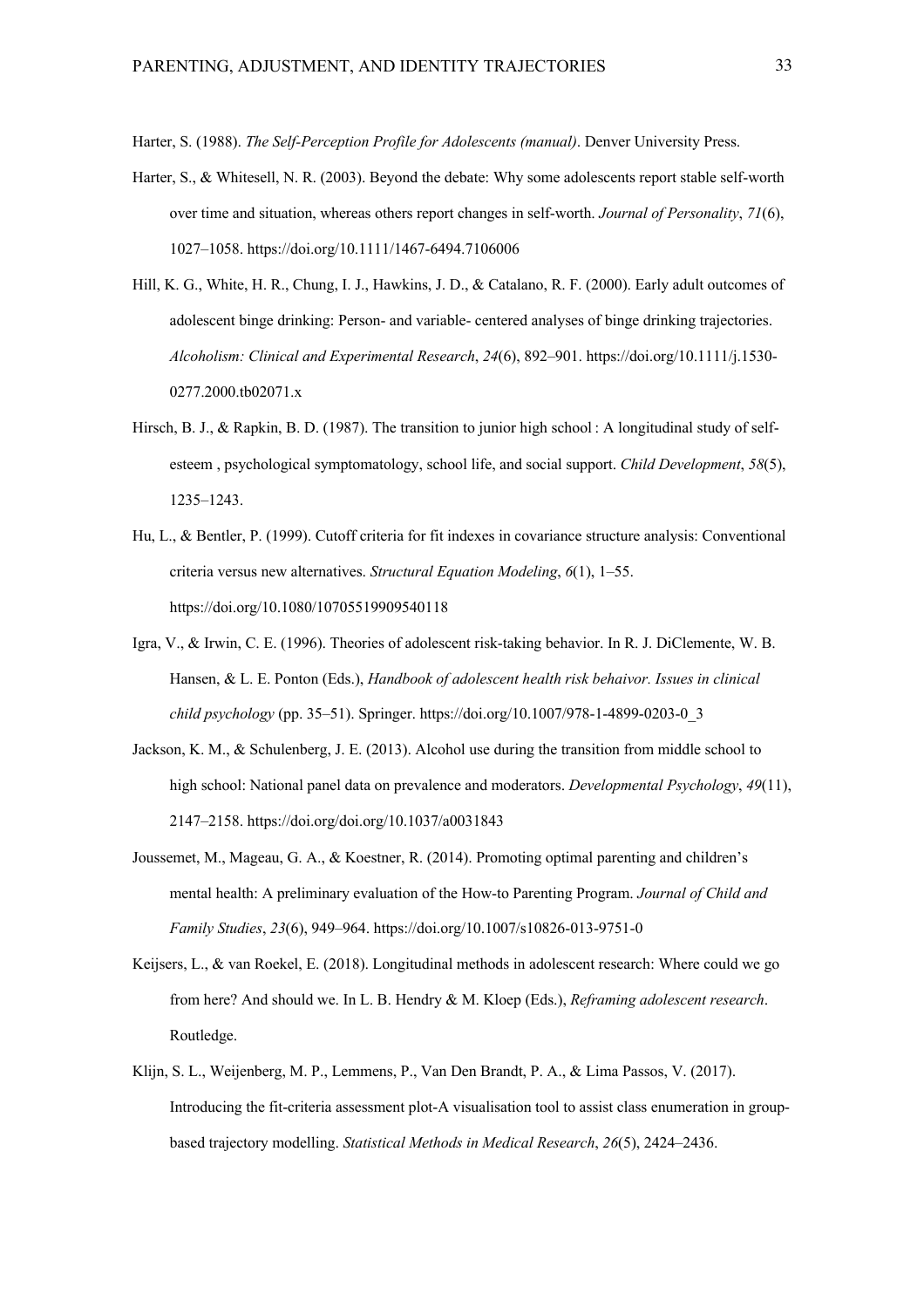Harter, S. (1988). *The Self-Perception Profile for Adolescents (manual)*. Denver University Press.

Harter, S., & Whitesell, N. R. (2003). Beyond the debate: Why some adolescents report stable self-worth over time and situation, whereas others report changes in self-worth. *Journal of Personality*, *71*(6), 1027–1058. https://doi.org/10.1111/1467-6494.7106006

Hill, K. G., White, H. R., Chung, I. J., Hawkins, J. D., & Catalano, R. F. (2000). Early adult outcomes of adolescent binge drinking: Person- and variable- centered analyses of binge drinking trajectories. *Alcoholism: Clinical and Experimental Research*, *24*(6), 892–901. https://doi.org/10.1111/j.1530-0277.2000.tb02071.x

Hirsch, B. J., & Rapkin, B. D. (1987). The transition to junior high school : A longitudinal study of self-esteem , psychological symptomatology, school life, and social support. *Child Development*, *58*(5), 1235–1243.

Hu, L., & Bentler, P. (1999). Cutoff criteria for fit indexes in covariance structure analysis: Conventional criteria versus new alternatives. *Structural Equation Modeling*, *6*(1), 1–55. https://doi.org/10.1080/10705519909540118

Igra, V., & Irwin, C. E. (1996). Theories of adolescent risk-taking behavior. In R. J. DiClemente, W. B. Hansen, & L. E. Ponton (Eds.), *Handbook of adolescent health risk behaivor. Issues in clinical child psychology* (pp. 35–51). Springer. https://doi.org/10.1007/978-1-4899-0203-0_3

Jackson, K. M., & Schulenberg, J. E. (2013). Alcohol use during the transition from middle school to high school: National panel data on prevalence and moderators. *Developmental Psychology*, *49*(11), 2147–2158. https://doi.org/doi.org/10.1037/a0031843

Joussemet, M., Mageau, G. A., & Koestner, R. (2014). Promoting optimal parenting and children's mental health: A preliminary evaluation of the How-to Parenting Program. *Journal of Child and Family Studies*, *23*(6), 949–964. https://doi.org/10.1007/s10826-013-9751-0

Keijsers, L., & van Roekel, E. (2018). Longitudinal methods in adolescent research: Where could we go from here? And should we. In L. B. Hendry & M. Kloep (Eds.), *Reframing adolescent research*. Routledge.

Klijn, S. L., Weijenberg, M. P., Lemmens, P., Van Den Brandt, P. A., & Lima Passos, V. (2017). Introducing the fit-criteria assessment plot-A visualisation tool to assist class enumeration in group-based trajectory modelling. *Statistical Methods in Medical Research*, *26*(5), 2424–2436.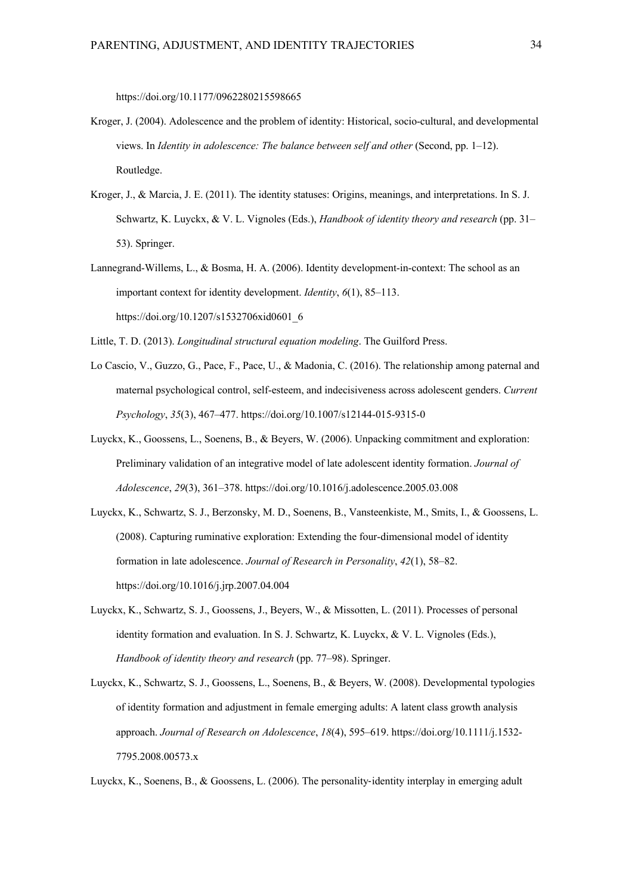https://doi.org/10.1177/0962280215598665

Kroger, J. (2004). Adolescence and the problem of identity: Historical, socio-cultural, and developmental views. In *Identity in adolescence: The balance between self and other* (Second, pp. 1–12). Routledge.

Kroger, J., & Marcia, J. E. (2011). The identity statuses: Origins, meanings, and interpretations. In S. J. Schwartz, K. Luyckx, & V. L. Vignoles (Eds.), *Handbook of identity theory and research* (pp. 31–53). Springer.

Lannegrand-Willems, L., & Bosma, H. A. (2006). Identity development-in-context: The school as an important context for identity development. *Identity*, *6*(1), 85–113. https://doi.org/10.1207/s1532706xid0601_6

Little, T. D. (2013). *Longitudinal structural equation modeling*. The Guilford Press.

Lo Cascio, V., Guzzo, G., Pace, F., Pace, U., & Madonia, C. (2016). The relationship among paternal and maternal psychological control, self-esteem, and indecisiveness across adolescent genders. *Current Psychology*, *35*(3), 467–477. https://doi.org/10.1007/s12144-015-9315-0

Luyckx, K., Goossens, L., Soenens, B., & Beyers, W. (2006). Unpacking commitment and exploration: Preliminary validation of an integrative model of late adolescent identity formation. *Journal of Adolescence*, *29*(3), 361–378. https://doi.org/10.1016/j.adolescence.2005.03.008

Luyckx, K., Schwartz, S. J., Berzonsky, M. D., Soenens, B., Vansteenkiste, M., Smits, I., & Goossens, L. (2008). Capturing ruminative exploration: Extending the four-dimensional model of identity formation in late adolescence. *Journal of Research in Personality*, *42*(1), 58–82. https://doi.org/10.1016/j.jrp.2007.04.004

Luyckx, K., Schwartz, S. J., Goossens, J., Beyers, W., & Missotten, L. (2011). Processes of personal identity formation and evaluation. In S. J. Schwartz, K. Luyckx, & V. L. Vignoles (Eds.), *Handbook of identity theory and research* (pp. 77–98). Springer.

Luyckx, K., Schwartz, S. J., Goossens, L., Soenens, B., & Beyers, W. (2008). Developmental typologies of identity formation and adjustment in female emerging adults: A latent class growth analysis approach. *Journal of Research on Adolescence*, *18*(4), 595–619. https://doi.org/10.1111/j.1532-7795.2008.00573.x

Luyckx, K., Soenens, B., & Goossens, L. (2006). The personality-identity interplay in emerging adult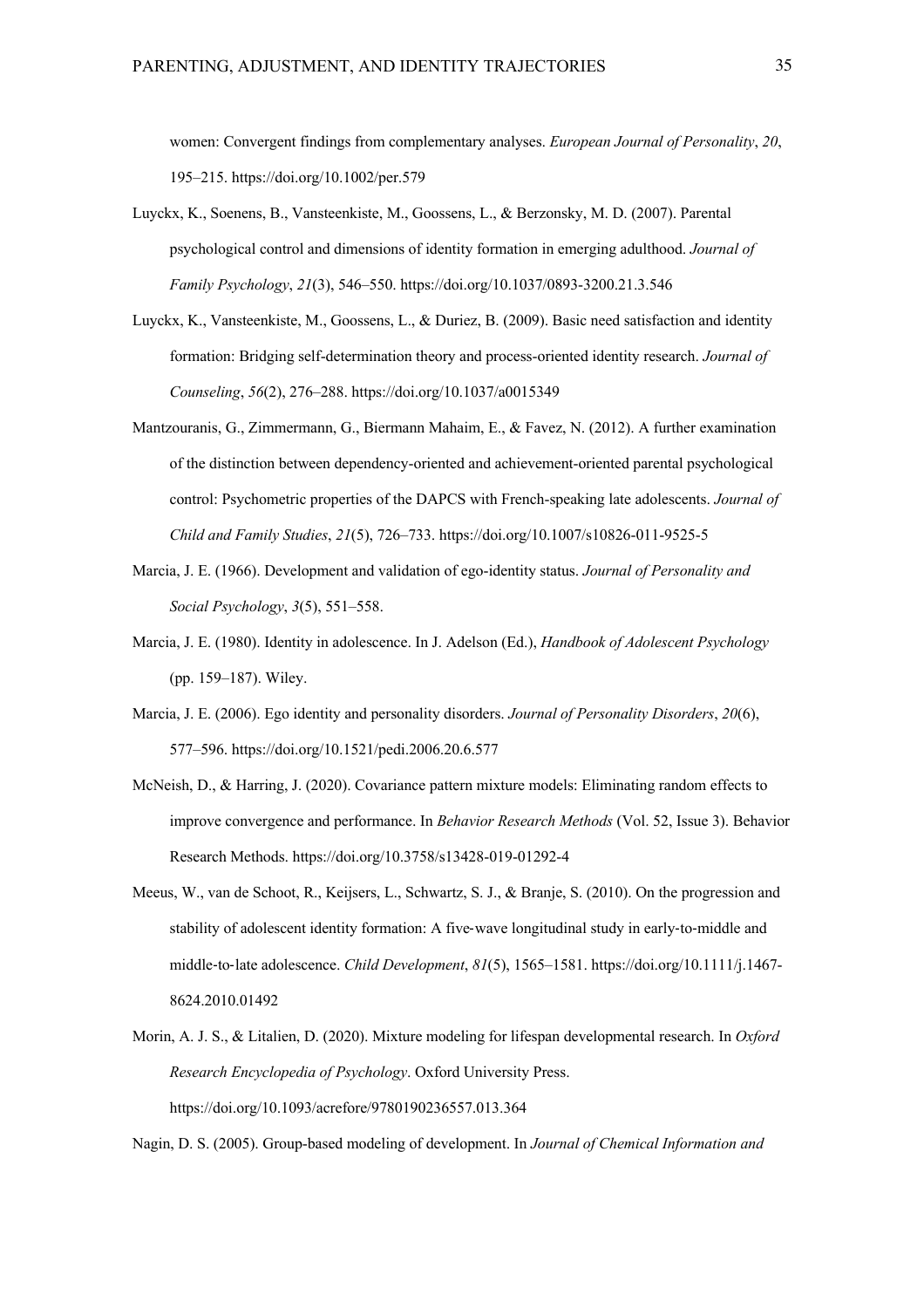women: Convergent findings from complementary analyses. *European Journal of Personality*, *20*, 195–215. https://doi.org/10.1002/per.579

Luyckx, K., Soenens, B., Vansteenkiste, M., Goossens, L., & Berzonsky, M. D. (2007). Parental psychological control and dimensions of identity formation in emerging adulthood. *Journal of Family Psychology*, *21*(3), 546–550. https://doi.org/10.1037/0893-3200.21.3.546

Luyckx, K., Vansteenkiste, M., Goossens, L., & Duriez, B. (2009). Basic need satisfaction and identity formation: Bridging self-determination theory and process-oriented identity research. *Journal of Counseling*, *56*(2), 276–288. https://doi.org/10.1037/a0015349

Mantzouranis, G., Zimmermann, G., Biermann Mahaim, E., & Favez, N. (2012). A further examination of the distinction between dependency-oriented and achievement-oriented parental psychological control: Psychometric properties of the DAPCS with French-speaking late adolescents. *Journal of Child and Family Studies*, *21*(5), 726–733. https://doi.org/10.1007/s10826-011-9525-5

Marcia, J. E. (1966). Development and validation of ego-identity status. *Journal of Personality and Social Psychology*, *3*(5), 551–558.

Marcia, J. E. (1980). Identity in adolescence. In J. Adelson (Ed.), *Handbook of Adolescent Psychology* (pp. 159–187). Wiley.

Marcia, J. E. (2006). Ego identity and personality disorders. *Journal of Personality Disorders*, *20*(6), 577–596. https://doi.org/10.1521/pedi.2006.20.6.577

McNeish, D., & Harring, J. (2020). Covariance pattern mixture models: Eliminating random effects to improve convergence and performance. In *Behavior Research Methods* (Vol. 52, Issue 3). Behavior Research Methods. https://doi.org/10.3758/s13428-019-01292-4

Meeus, W., van de Schoot, R., Keijsers, L., Schwartz, S. J., & Branje, S. (2010). On the progression and stability of adolescent identity formation: A five-wave longitudinal study in early-to-middle and middle-to-late adolescence. *Child Development*, *81*(5), 1565–1581. https://doi.org/10.1111/j.1467-8624.2010.01492

Morin, A. J. S., & Litalien, D. (2020). Mixture modeling for lifespan developmental research. In *Oxford Research Encyclopedia of Psychology*. Oxford University Press. https://doi.org/10.1093/acrefore/9780190236557.013.364

Nagin, D. S. (2005). Group-based modeling of development. In *Journal of Chemical Information and*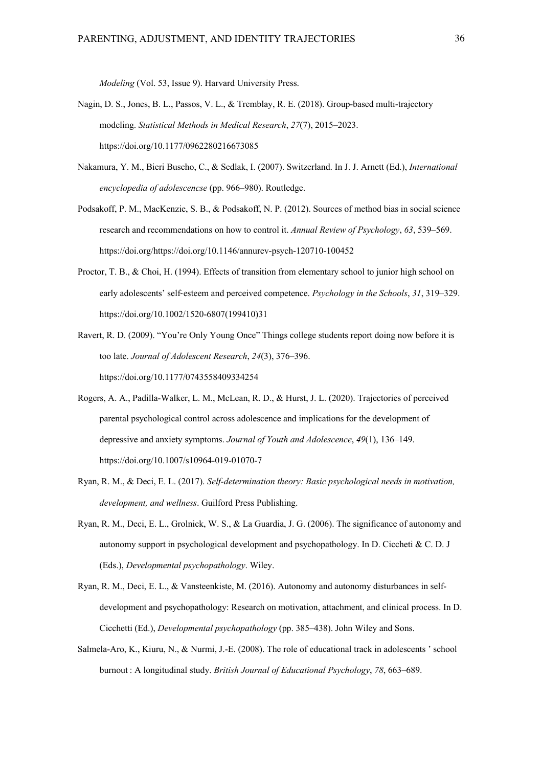*Modeling* (Vol. 53, Issue 9). Harvard University Press.

Nagin, D. S., Jones, B. L., Passos, V. L., & Tremblay, R. E. (2018). Group-based multi-trajectory modeling. *Statistical Methods in Medical Research*, *27*(7), 2015–2023. https://doi.org/10.1177/0962280216673085

Nakamura, Y. M., Bieri Buscho, C., & Sedlak, I. (2007). Switzerland. In J. J. Arnett (Ed.), *International encyclopedia of adolescencse* (pp. 966–980). Routledge.

Podsakoff, P. M., MacKenzie, S. B., & Podsakoff, N. P. (2012). Sources of method bias in social science research and recommendations on how to control it. *Annual Review of Psychology*, *63*, 539–569. https://doi.org/https://doi.org/10.1146/annurev-psych-120710-100452

Proctor, T. B., & Choi, H. (1994). Effects of transition from elementary school to junior high school on early adolescents' self‐esteem and perceived competence. *Psychology in the Schools*, *31*, 319–329. https://doi.org/10.1002/1520-6807(199410)31

Ravert, R. D. (2009). "You're Only Young Once" Things college students report doing now before it is too late. *Journal of Adolescent Research*, *24*(3), 376–396. https://doi.org/10.1177/0743558409334254

Rogers, A. A., Padilla-Walker, L. M., McLean, R. D., & Hurst, J. L. (2020). Trajectories of perceived parental psychological control across adolescence and implications for the development of depressive and anxiety symptoms. *Journal of Youth and Adolescence*, *49*(1), 136–149. https://doi.org/10.1007/s10964-019-01070-7

Ryan, R. M., & Deci, E. L. (2017). *Self-determination theory: Basic psychological needs in motivation, development, and wellness*. Guilford Press Publishing.

Ryan, R. M., Deci, E. L., Grolnick, W. S., & La Guardia, J. G. (2006). The significance of autonomy and autonomy support in psychological development and psychopathology. In D. Ciccheti & C. D. J (Eds.), *Developmental psychopathology*. Wiley.

Ryan, R. M., Deci, E. L., & Vansteenkiste, M. (2016). Autonomy and autonomy disturbances in self-development and psychopathology: Research on motivation, attachment, and clinical process. In D. Cicchetti (Ed.), *Developmental psychopathology* (pp. 385–438). John Wiley and Sons.

Salmela-Aro, K., Kiuru, N., & Nurmi, J.-E. (2008). The role of educational track in adolescents ' school burnout : A longitudinal study. *British Journal of Educational Psychology*, *78*, 663–689.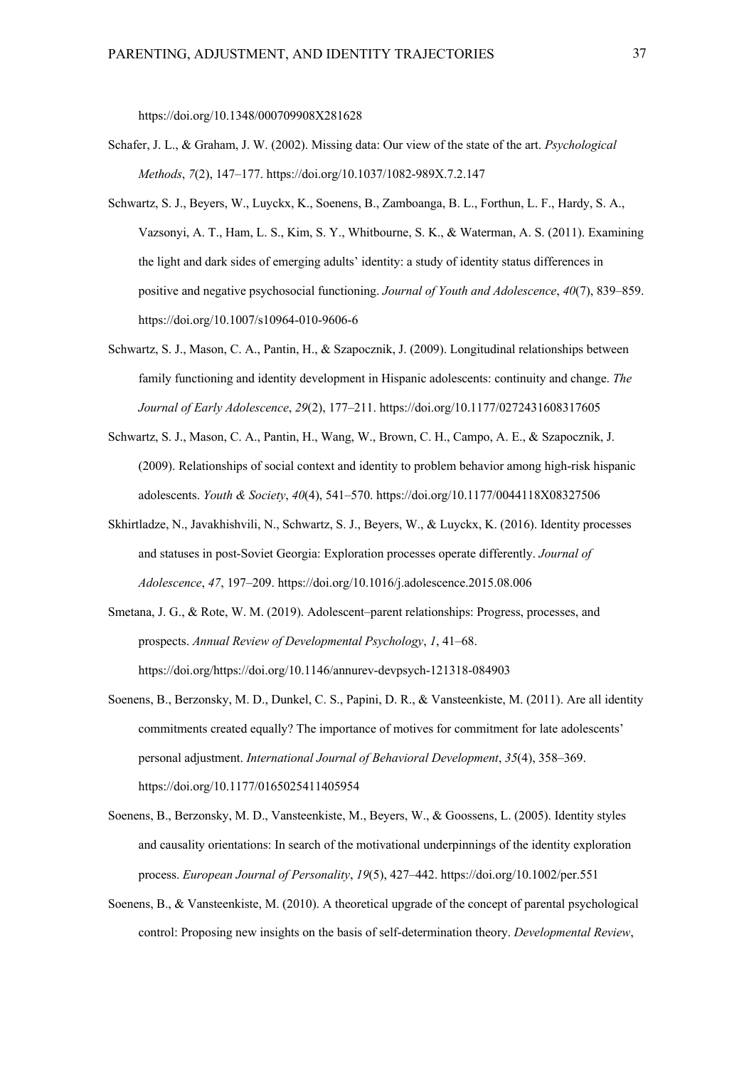https://doi.org/10.1348/000709908X281628

Schafer, J. L., & Graham, J. W. (2002). Missing data: Our view of the state of the art. *Psychological Methods*, *7*(2), 147–177. https://doi.org/10.1037/1082-989X.7.2.147

Schwartz, S. J., Beyers, W., Luyckx, K., Soenens, B., Zamboanga, B. L., Forthun, L. F., Hardy, S. A., Vazsonyi, A. T., Ham, L. S., Kim, S. Y., Whitbourne, S. K., & Waterman, A. S. (2011). Examining the light and dark sides of emerging adults' identity: a study of identity status differences in positive and negative psychosocial functioning. *Journal of Youth and Adolescence*, *40*(7), 839–859. https://doi.org/10.1007/s10964-010-9606-6

Schwartz, S. J., Mason, C. A., Pantin, H., & Szapocznik, J. (2009). Longitudinal relationships between family functioning and identity development in Hispanic adolescents: continuity and change. *The Journal of Early Adolescence*, *29*(2), 177–211. https://doi.org/10.1177/0272431608317605

Schwartz, S. J., Mason, C. A., Pantin, H., Wang, W., Brown, C. H., Campo, A. E., & Szapocznik, J. (2009). Relationships of social context and identity to problem behavior among high-risk hispanic adolescents. *Youth & Society*, *40*(4), 541–570. https://doi.org/10.1177/0044118X08327506

Skhirtladze, N., Javakhishvili, N., Schwartz, S. J., Beyers, W., & Luyckx, K. (2016). Identity processes and statuses in post-Soviet Georgia: Exploration processes operate differently. *Journal of Adolescence*, *47*, 197–209. https://doi.org/10.1016/j.adolescence.2015.08.006

Smetana, J. G., & Rote, W. M. (2019). Adolescent–parent relationships: Progress, processes, and prospects. *Annual Review of Developmental Psychology*, *1*, 41–68. https://doi.org/https://doi.org/10.1146/annurev-devpsych-121318-084903

Soenens, B., Berzonsky, M. D., Dunkel, C. S., Papini, D. R., & Vansteenkiste, M. (2011). Are all identity commitments created equally? The importance of motives for commitment for late adolescents' personal adjustment. *International Journal of Behavioral Development*, *35*(4), 358–369. https://doi.org/10.1177/0165025411405954

Soenens, B., Berzonsky, M. D., Vansteenkiste, M., Beyers, W., & Goossens, L. (2005). Identity styles and causality orientations: In search of the motivational underpinnings of the identity exploration process. *European Journal of Personality*, *19*(5), 427–442. https://doi.org/10.1002/per.551

Soenens, B., & Vansteenkiste, M. (2010). A theoretical upgrade of the concept of parental psychological control: Proposing new insights on the basis of self-determination theory. *Developmental Review*,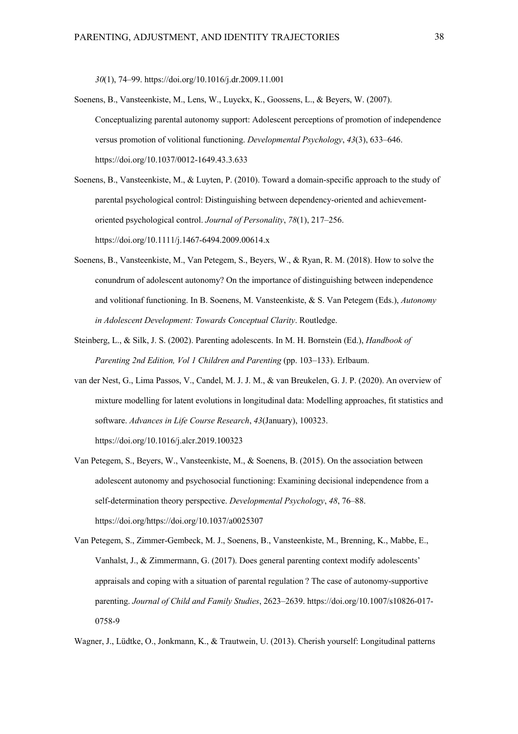*30*(1), 74–99. https://doi.org/10.1016/j.dr.2009.11.001

Soenens, B., Vansteenkiste, M., Lens, W., Luyckx, K., Goossens, L., & Beyers, W. (2007). Conceptualizing parental autonomy support: Adolescent perceptions of promotion of independence versus promotion of volitional functioning. *Developmental Psychology*, *43*(3), 633–646. https://doi.org/10.1037/0012-1649.43.3.633

Soenens, B., Vansteenkiste, M., & Luyten, P. (2010). Toward a domain-specific approach to the study of parental psychological control: Distinguishing between dependency-oriented and achievement-oriented psychological control. *Journal of Personality*, *78*(1), 217–256. https://doi.org/10.1111/j.1467-6494.2009.00614.x

Soenens, B., Vansteenkiste, M., Van Petegem, S., Beyers, W., & Ryan, R. M. (2018). How to solve the conundrum of adolescent autonomy? On the importance of distinguishing between independence and volitionaf functioning. In B. Soenens, M. Vansteenkiste, & S. Van Petegem (Eds.), *Autonomy in Adolescent Development: Towards Conceptual Clarity*. Routledge.

Steinberg, L., & Silk, J. S. (2002). Parenting adolescents. In M. H. Bornstein (Ed.), *Handbook of Parenting 2nd Edition, Vol 1 Children and Parenting* (pp. 103–133). Erlbaum.

van der Nest, G., Lima Passos, V., Candel, M. J. J. M., & van Breukelen, G. J. P. (2020). An overview of mixture modelling for latent evolutions in longitudinal data: Modelling approaches, fit statistics and software. *Advances in Life Course Research*, *43*(January), 100323. https://doi.org/10.1016/j.alcr.2019.100323

Van Petegem, S., Beyers, W., Vansteenkiste, M., & Soenens, B. (2015). On the association between adolescent autonomy and psychosocial functioning: Examining decisional independence from a self-determination theory perspective. *Developmental Psychology*, *48*, 76–88. https://doi.org/https://doi.org/10.1037/a0025307

Van Petegem, S., Zimmer-Gembeck, M. J., Soenens, B., Vansteenkiste, M., Brenning, K., Mabbe, E., Vanhalst, J., & Zimmermann, G. (2017). Does general parenting context modify adolescents' appraisals and coping with a situation of parental regulation ? The case of autonomy-supportive parenting. *Journal of Child and Family Studies*, 2623–2639. https://doi.org/10.1007/s10826-017-0758-9

Wagner, J., Lüdtke, O., Jonkmann, K., & Trautwein, U. (2013). Cherish yourself: Longitudinal patterns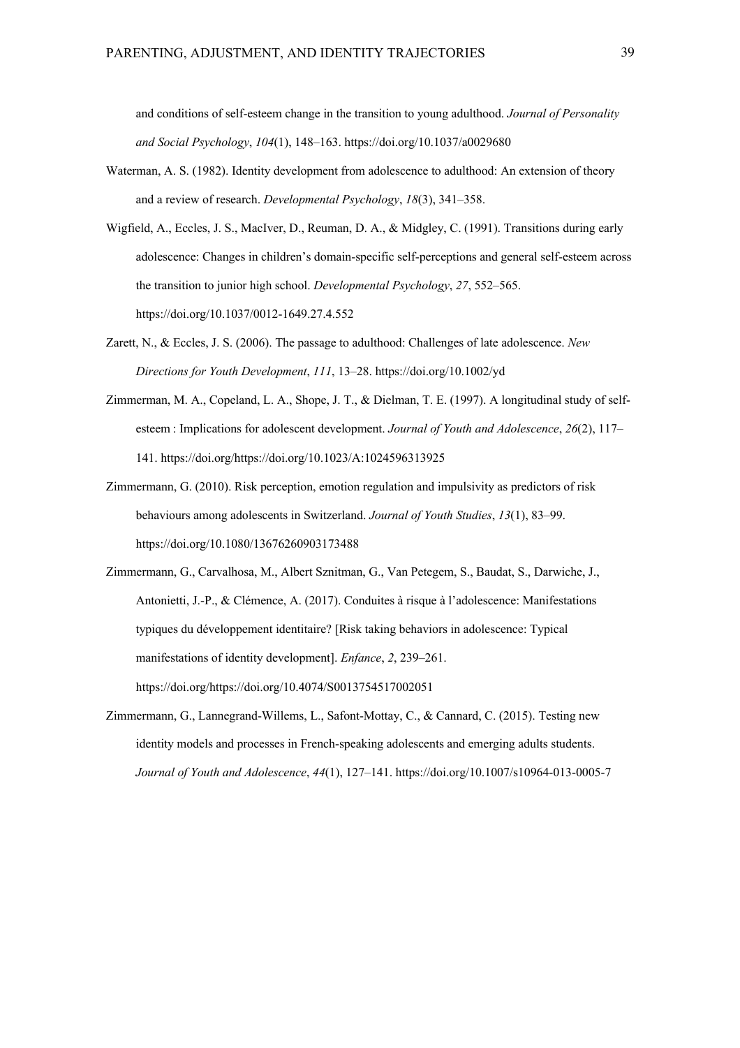and conditions of self-esteem change in the transition to young adulthood. *Journal of Personality and Social Psychology*, *104*(1), 148–163. https://doi.org/10.1037/a0029680

Waterman, A. S. (1982). Identity development from adolescence to adulthood: An extension of theory and a review of research. *Developmental Psychology*, *18*(3), 341–358.

Wigfield, A., Eccles, J. S., MacIver, D., Reuman, D. A., & Midgley, C. (1991). Transitions during early adolescence: Changes in children's domain-specific self-perceptions and general self-esteem across the transition to junior high school. *Developmental Psychology*, *27*, 552–565. https://doi.org/10.1037/0012-1649.27.4.552

Zarett, N., & Eccles, J. S. (2006). The passage to adulthood: Challenges of late adolescence. *New Directions for Youth Development*, *111*, 13–28. https://doi.org/10.1002/yd

Zimmerman, M. A., Copeland, L. A., Shope, J. T., & Dielman, T. E. (1997). A longitudinal study of self-esteem : Implications for adolescent development. *Journal of Youth and Adolescence*, *26*(2), 117–141. https://doi.org/https://doi.org/10.1023/A:1024596313925

Zimmermann, G. (2010). Risk perception, emotion regulation and impulsivity as predictors of risk behaviours among adolescents in Switzerland. *Journal of Youth Studies*, *13*(1), 83–99. https://doi.org/10.1080/13676260903173488

Zimmermann, G., Carvalhosa, M., Albert Sznitman, G., Van Petegem, S., Baudat, S., Darwiche, J., Antonietti, J.-P., & Clémence, A. (2017). Conduites à risque à l'adolescence: Manifestations typiques du développement identitaire? [Risk taking behaviors in adolescence: Typical manifestations of identity development]. *Enfance*, *2*, 239–261. https://doi.org/https://doi.org/10.4074/S0013754517002051

Zimmermann, G., Lannegrand-Willems, L., Safont-Mottay, C., & Cannard, C. (2015). Testing new identity models and processes in French-speaking adolescents and emerging adults students. *Journal of Youth and Adolescence*, *44*(1), 127–141. https://doi.org/10.1007/s10964-013-0005-7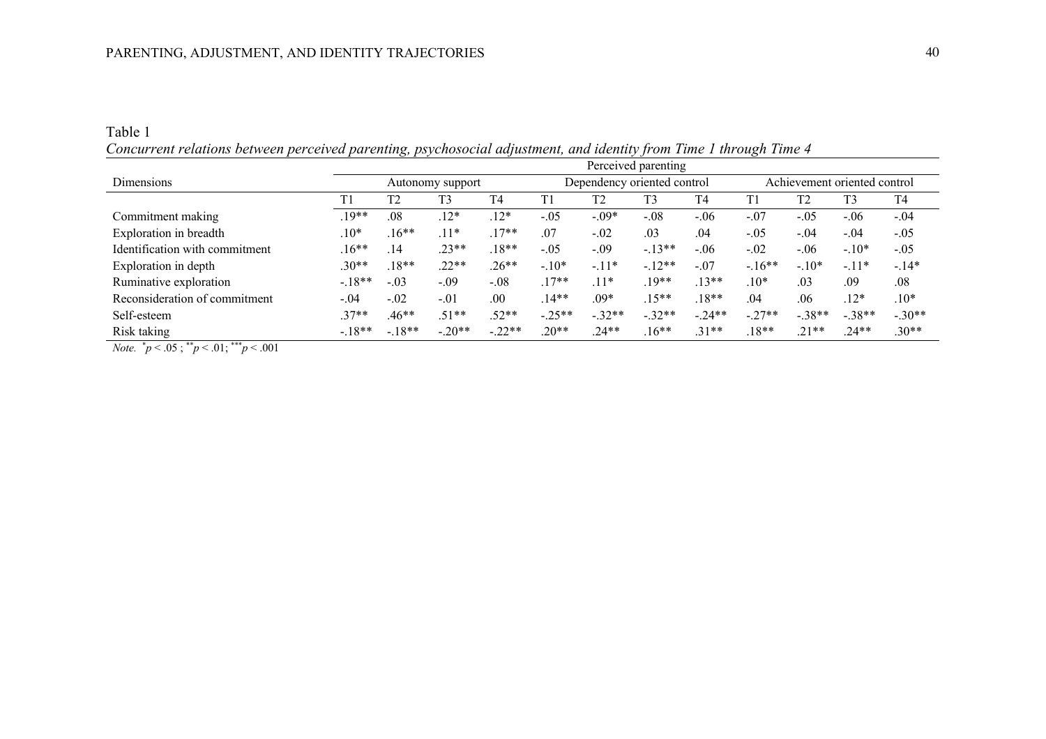Table 1

*Concurrent relations between perceived parenting, psychosocial adjustment, and identity from Time 1 through Time 4*

| Dimensions | Perceived parenting | | | | | | | | | | | |
|---|---|---|---|---|---|---|---|---|---|---|---|---|
| | Autonomy support | | | | Dependency oriented control | | | | Achievement oriented control | | | |
| | T1 | T2 | T3 | T4 | T1 | T2 | T3 | T4 | T1 | T2 | T3 | T4 |
| Commitment making | .19** | .08 | .12* | .12* | -.05 | -.09* | -.08 | -.06 | -.07 | -.05 | -.06 | -.04 |
| Exploration in breadth | .10* | .16** | .11* | .17** | .07 | -.02 | .03 | .04 | -.05 | -.04 | -.04 | -.05 |
| Identification with commitment | .16** | .14 | .23** | .18** | -.05 | -.09 | -.13** | -.06 | -.02 | -.06 | -.10* | -.05 |
| Exploration in depth | .30** | .18** | .22** | .26** | -.10* | -.11* | -.12** | -.07 | -.16** | -.10* | -.11* | -.14* |
| Ruminative exploration | -.18** | -.03 | -.09 | -.08 | .17** | .11* | .19** | .13** | .10* | .03 | .09 | .08 |
| Reconsideration of commitment | -.04 | -.02 | -.01 | .00 | .14** | .09* | .15** | .18** | .04 | .06 | .12* | .10* |
| Self-esteem | .37** | .46** | .51** | .52** | -.25** | -.32** | -.32** | -.24** | -.27** | -.38** | -.38** | -.30** |
| Risk taking | -.18** | -.18** | -.20** | -.22** | .20** | .24** | .16** | .31** | .18** | .21** | .24** | .30** |

*Note.* $^{*}p < .05$ ; $^{**}p < .01$; $^{***}p < .001$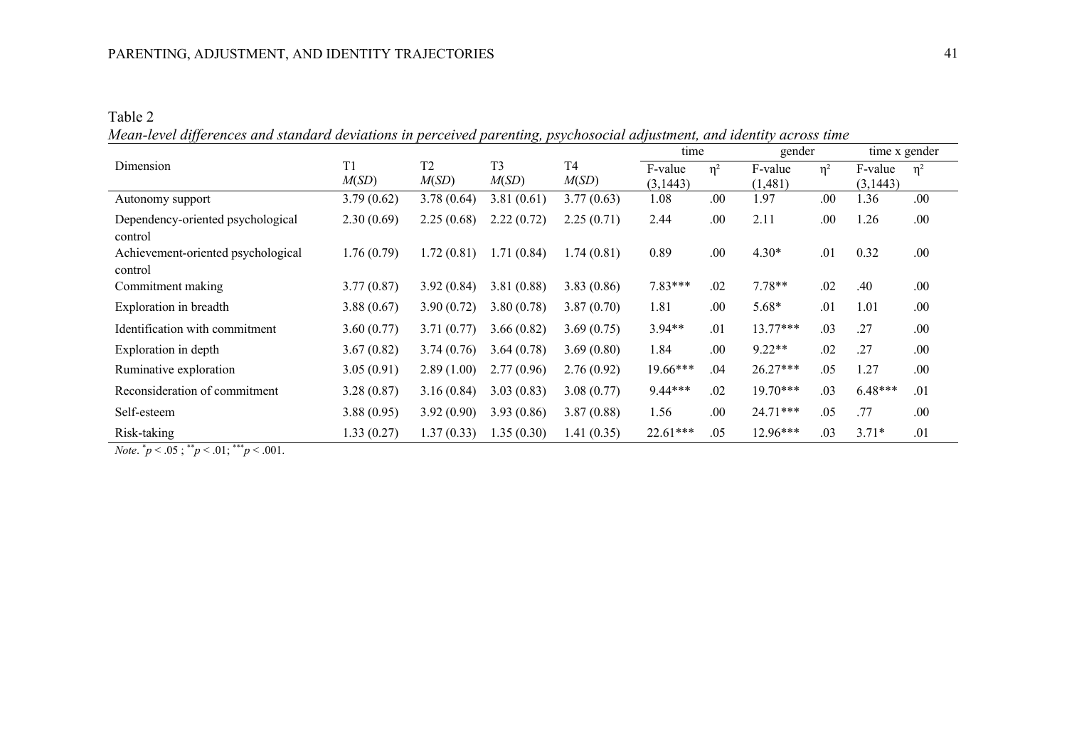Table 2

*Mean-level differences and standard deviations in perceived parenting, psychosocial adjustment, and identity across time*

| Dimension | T1 | T2 | T3 | T4 | time | | gender | | time x gender | |
|---|---|---|---|---|---|---|---|---|---|---|
| | *M*(*SD*) | *M*(*SD*) | *M*(*SD*) | *M*(*SD*) | F-value (3,1443) | η² | F-value (1,481) | η² | F-value (3,1443) | η² |
| Autonomy support | 3.79 (0.62) | 3.78 (0.64) | 3.81 (0.61) | 3.77 (0.63) | 1.08 | .00 | 1.97 | .00 | 1.36 | .00 |
| Dependency-oriented psychological control | 2.30 (0.69) | 2.25 (0.68) | 2.22 (0.72) | 2.25 (0.71) | 2.44 | .00 | 2.11 | .00 | 1.26 | .00 |
| Achievement-oriented psychological control | 1.76 (0.79) | 1.72 (0.81) | 1.71 (0.84) | 1.74 (0.81) | 0.89 | .00 | 4.30* | .01 | 0.32 | .00 |
| Commitment making | 3.77 (0.87) | 3.92 (0.84) | 3.81 (0.88) | 3.83 (0.86) | 7.83*** | .02 | 7.78** | .02 | .40 | .00 |
| Exploration in breadth | 3.88 (0.67) | 3.90 (0.72) | 3.80 (0.78) | 3.87 (0.70) | 1.81 | .00 | 5.68* | .01 | 1.01 | .00 |
| Identification with commitment | 3.60 (0.77) | 3.71 (0.77) | 3.66 (0.82) | 3.69 (0.75) | 3.94** | .01 | 13.77*** | .03 | .27 | .00 |
| Exploration in depth | 3.67 (0.82) | 3.74 (0.76) | 3.64 (0.78) | 3.69 (0.80) | 1.84 | .00 | 9.22** | .02 | .27 | .00 |
| Ruminative exploration | 3.05 (0.91) | 2.89 (1.00) | 2.77 (0.96) | 2.76 (0.92) | 19.66*** | .04 | 26.27*** | .05 | 1.27 | .00 |
| Reconsideration of commitment | 3.28 (0.87) | 3.16 (0.84) | 3.03 (0.83) | 3.08 (0.77) | 9.44*** | .02 | 19.70*** | .03 | 6.48*** | .01 |
| Self-esteem | 3.88 (0.95) | 3.92 (0.90) | 3.93 (0.86) | 3.87 (0.88) | 1.56 | .00 | 24.71*** | .05 | .77 | .00 |
| Risk-taking | 1.33 (0.27) | 1.37 (0.33) | 1.35 (0.30) | 1.41 (0.35) | 22.61*** | .05 | 12.96*** | .03 | 3.71* | .01 |

*Note*. *$p < .05$ ; **$p < .01$; ***$p < .001$.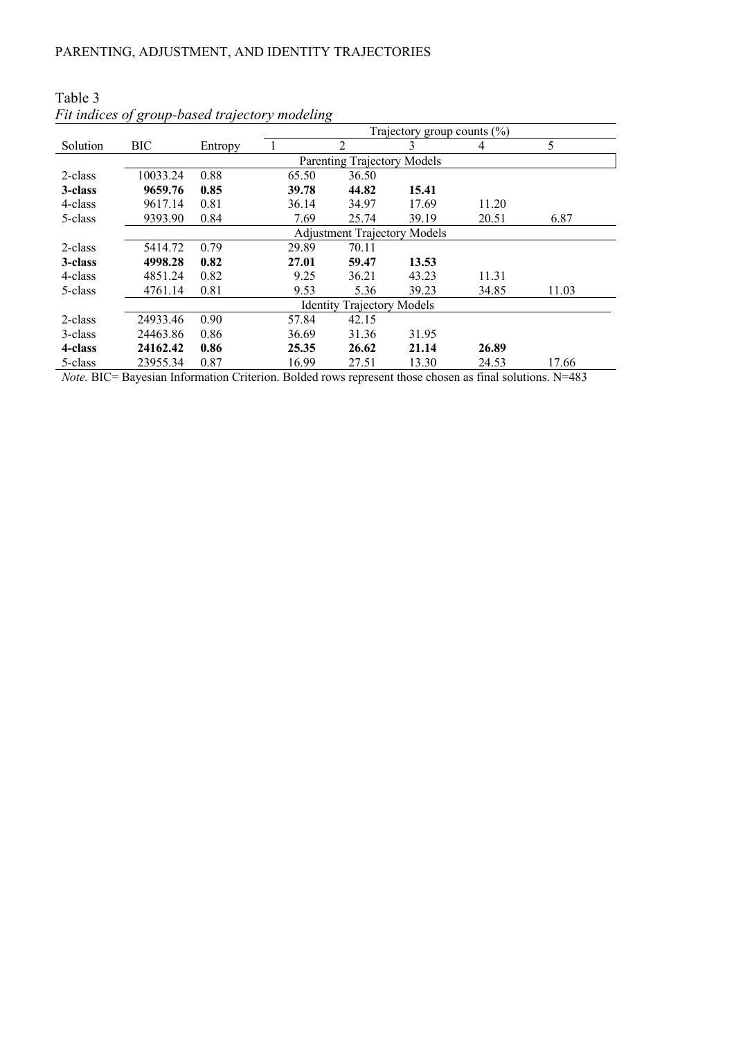Table 3

*Fit indices of group-based trajectory modeling*

| Solution | BIC | Entropy | Trajectory group counts (%) | | | | |
|---|---|---|---|---|---|---|---|
| | | | 1 | 2 | 3 | 4 | 5 |
| | | | Parenting Trajectory Models | | | | |
| 2-class | 10033.24 | 0.88 | 65.50 | 36.50 | | | |
| **3-class** | **9659.76** | **0.85** | **39.78** | **44.82** | **15.41** | | |
| 4-class | 9617.14 | 0.81 | 36.14 | 34.97 | 17.69 | 11.20 | |
| 5-class | 9393.90 | 0.84 | 7.69 | 25.74 | 39.19 | 20.51 | 6.87 |
| | | | Adjustment Trajectory Models | | | | |
| 2-class | 5414.72 | 0.79 | 29.89 | 70.11 | | | |
| **3-class** | **4998.28** | **0.82** | **27.01** | **59.47** | **13.53** | | |
| 4-class | 4851.24 | 0.82 | 9.25 | 36.21 | 43.23 | 11.31 | |
| 5-class | 4761.14 | 0.81 | 9.53 | 5.36 | 39.23 | 34.85 | 11.03 |
| | | | Identity Trajectory Models | | | | |
| 2-class | 24933.46 | 0.90 | 57.84 | 42.15 | | | |
| 3-class | 24463.86 | 0.86 | 36.69 | 31.36 | 31.95 | | |
| **4-class** | **24162.42** | **0.86** | **25.35** | **26.62** | **21.14** | **26.89** | |
| 5-class | 23955.34 | 0.87 | 16.99 | 27.51 | 13.30 | 24.53 | 17.66 |

*Note.* BIC= Bayesian Information Criterion. Bolded rows represent those chosen as final solutions. N=483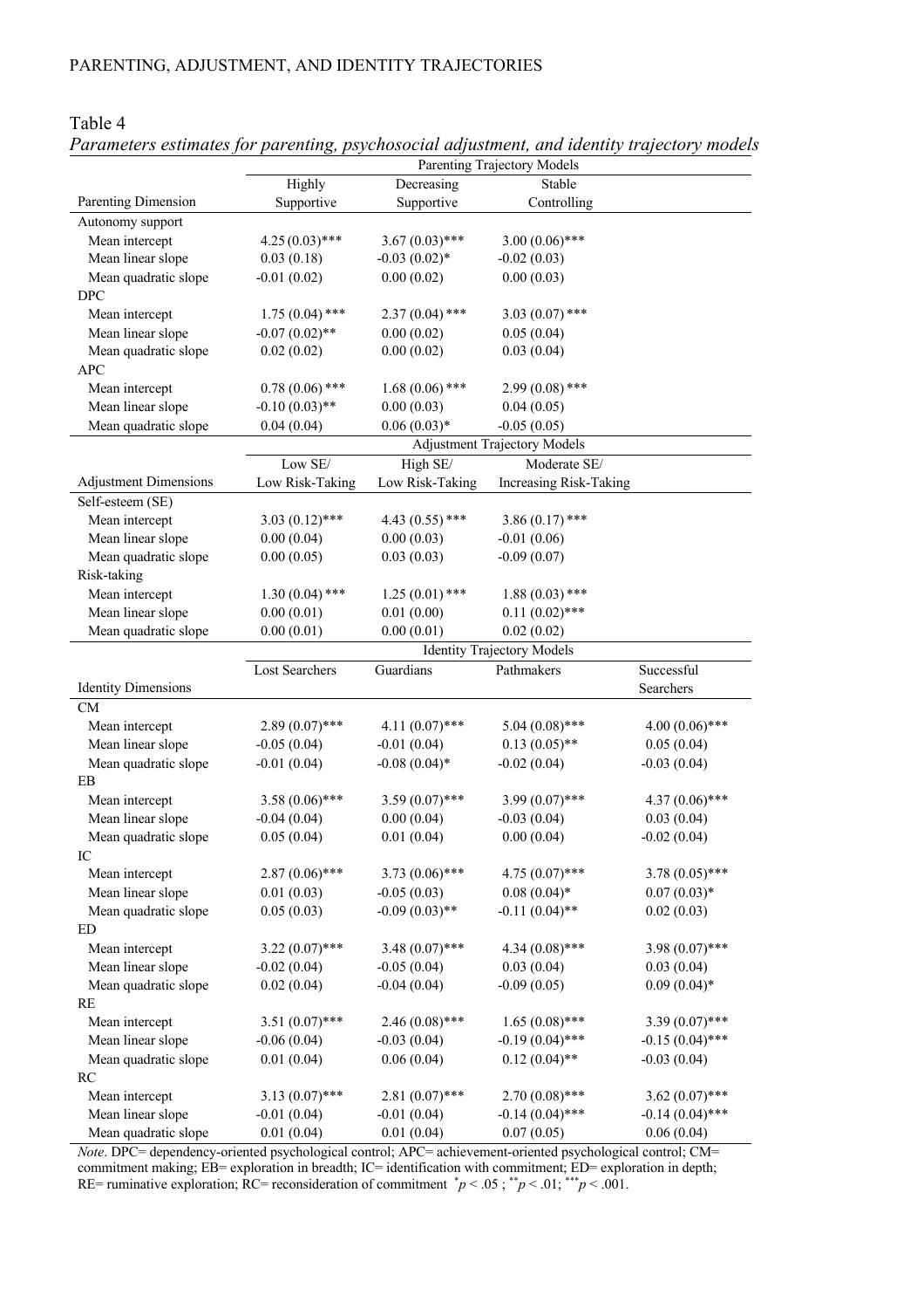Table 4

*Parameters estimates for parenting, psychosocial adjustment, and identity trajectory models*

| | Parenting Trajectory Models | | | |
|---|---|---|---|---|
| Parenting Dimension | Highly Supportive | Decreasing Supportive | Stable Controlling | |
| Autonomy support | | | | |
| Mean intercept | 4.25 (0.03)*** | 3.67 (0.03)*** | 3.00 (0.06)*** | |
| Mean linear slope | 0.03 (0.18) | -0.03 (0.02)* | -0.02 (0.03) | |
| Mean quadratic slope | -0.01 (0.02) | 0.00 (0.02) | 0.00 (0.03) | |
| DPC | | | | |
| Mean intercept | 1.75 (0.04) *** | 2.37 (0.04) *** | 3.03 (0.07) *** | |
| Mean linear slope | -0.07 (0.02)** | 0.00 (0.02) | 0.05 (0.04) | |
| Mean quadratic slope | 0.02 (0.02) | 0.00 (0.02) | 0.03 (0.04) | |
| APC | | | | |
| Mean intercept | 0.78 (0.06) *** | 1.68 (0.06) *** | 2.99 (0.08) *** | |
| Mean linear slope | -0.10 (0.03)** | 0.00 (0.03) | 0.04 (0.05) | |
| Mean quadratic slope | 0.04 (0.04) | 0.06 (0.03)* | -0.05 (0.05) | |
| | Adjustment Trajectory Models | | | |
| Adjustment Dimensions | Low SE/ Low Risk-Taking | High SE/ Low Risk-Taking | Moderate SE/ Increasing Risk-Taking | |
| Self-esteem (SE) | | | | |
| Mean intercept | 3.03 (0.12)*** | 4.43 (0.55) *** | 3.86 (0.17) *** | |
| Mean linear slope | 0.00 (0.04) | 0.00 (0.03) | -0.01 (0.06) | |
| Mean quadratic slope | 0.00 (0.05) | 0.03 (0.03) | -0.09 (0.07) | |
| Risk-taking | | | | |
| Mean intercept | 1.30 (0.04) *** | 1.25 (0.01) *** | 1.88 (0.03) *** | |
| Mean linear slope | 0.00 (0.01) | 0.01 (0.00) | 0.11 (0.02)*** | |
| Mean quadratic slope | 0.00 (0.01) | 0.00 (0.01) | 0.02 (0.02) | |
| | Identity Trajectory Models | | | |
| Identity Dimensions | Lost Searchers | Guardians | Pathmakers | Successful Searchers |
| CM | | | | |
| Mean intercept | 2.89 (0.07)*** | 4.11 (0.07)*** | 5.04 (0.08)*** | 4.00 (0.06)*** |
| Mean linear slope | -0.05 (0.04) | -0.01 (0.04) | 0.13 (0.05)** | 0.05 (0.04) |
| Mean quadratic slope | -0.01 (0.04) | -0.08 (0.04)* | -0.02 (0.04) | -0.03 (0.04) |
| EB | | | | |
| Mean intercept | 3.58 (0.06)*** | 3.59 (0.07)*** | 3.99 (0.07)*** | 4.37 (0.06)*** |
| Mean linear slope | -0.04 (0.04) | 0.00 (0.04) | -0.03 (0.04) | 0.03 (0.04) |
| Mean quadratic slope | 0.05 (0.04) | 0.01 (0.04) | 0.00 (0.04) | -0.02 (0.04) |
| IC | | | | |
| Mean intercept | 2.87 (0.06)*** | 3.73 (0.06)*** | 4.75 (0.07)*** | 3.78 (0.05)*** |
| Mean linear slope | 0.01 (0.03) | -0.05 (0.03) | 0.08 (0.04)* | 0.07 (0.03)* |
| Mean quadratic slope | 0.05 (0.03) | -0.09 (0.03)** | -0.11 (0.04)** | 0.02 (0.03) |
| ED | | | | |
| Mean intercept | 3.22 (0.07)*** | 3.48 (0.07)*** | 4.34 (0.08)*** | 3.98 (0.07)*** |
| Mean linear slope | -0.02 (0.04) | -0.05 (0.04) | 0.03 (0.04) | 0.03 (0.04) |
| Mean quadratic slope | 0.02 (0.04) | -0.04 (0.04) | -0.09 (0.05) | 0.09 (0.04)* |
| RE | | | | |
| Mean intercept | 3.51 (0.07)*** | 2.46 (0.08)*** | 1.65 (0.08)*** | 3.39 (0.07)*** |
| Mean linear slope | -0.06 (0.04) | -0.03 (0.04) | -0.19 (0.04)*** | -0.15 (0.04)*** |
| Mean quadratic slope | 0.01 (0.04) | 0.06 (0.04) | 0.12 (0.04)** | -0.03 (0.04) |
| RC | | | | |
| Mean intercept | 3.13 (0.07)*** | 2.81 (0.07)*** | 2.70 (0.08)*** | 3.62 (0.07)*** |
| Mean linear slope | -0.01 (0.04) | -0.01 (0.04) | -0.14 (0.04)*** | -0.14 (0.04)*** |
| Mean quadratic slope | 0.01 (0.04) | 0.01 (0.04) | 0.07 (0.05) | 0.06 (0.04) |

*Note*. DPC= dependency-oriented psychological control; APC= achievement-oriented psychological control; CM= commitment making; EB= exploration in breadth; IC= identification with commitment; ED= exploration in depth; RE= ruminative exploration; RC= reconsideration of commitment $^{*}p < .05$ ; $^{**}p < .01$; $^{***}p < .001$.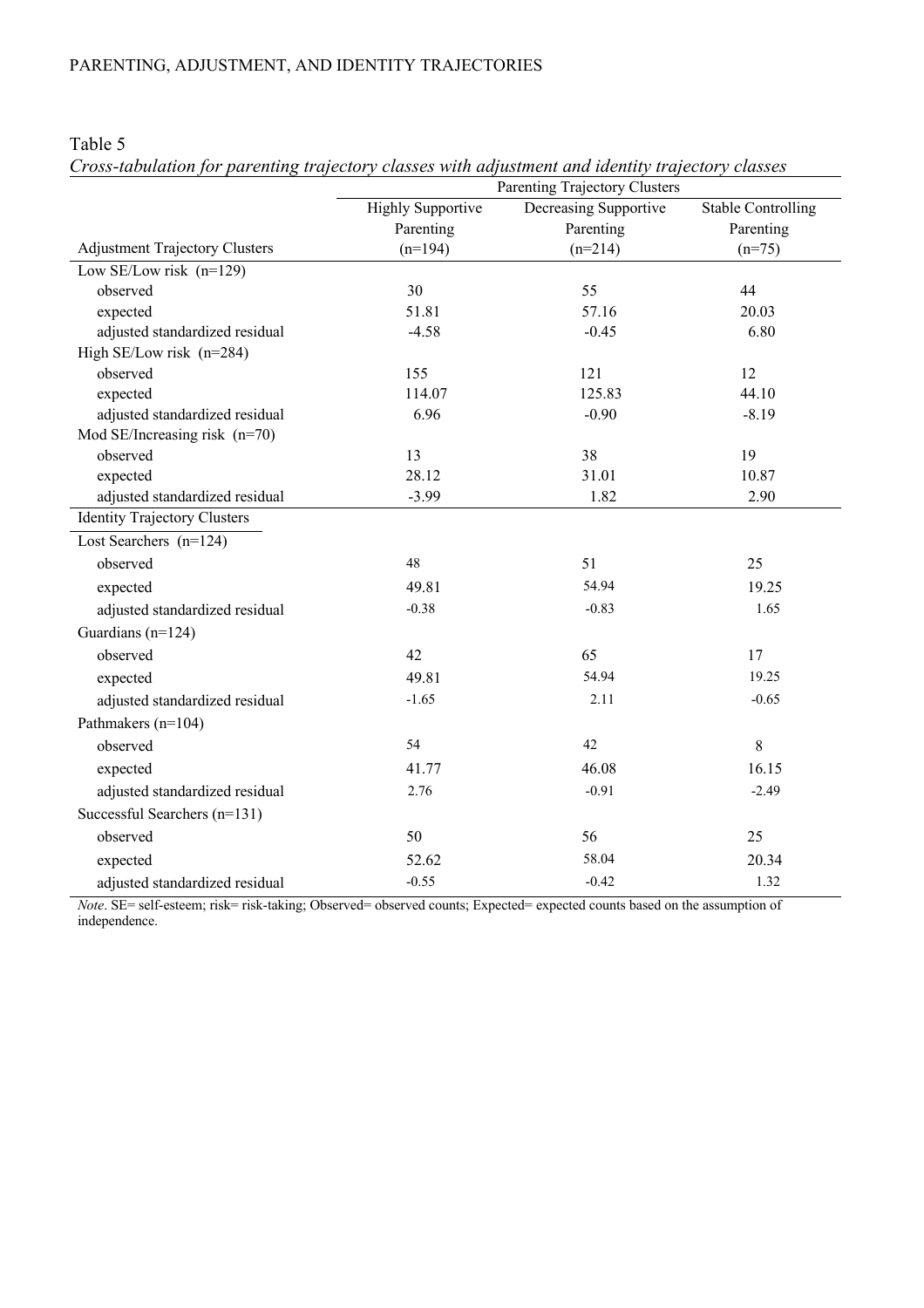Table 5

*Cross-tabulation for parenting trajectory classes with adjustment and identity trajectory classes*

| | Parenting Trajectory Clusters | | |
|---|---|---|---|
| Adjustment Trajectory Clusters | Highly Supportive Parenting (n=194) | Decreasing Supportive Parenting (n=214) | Stable Controlling Parenting (n=75) |
| Low SE/Low risk (n=129) | | | |
| observed | 30 | 55 | 44 |
| expected | 51.81 | 57.16 | 20.03 |
| adjusted standardized residual | -4.58 | -0.45 | 6.80 |
| High SE/Low risk (n=284) | | | |
| observed | 155 | 121 | 12 |
| expected | 114.07 | 125.83 | 44.10 |
| adjusted standardized residual | 6.96 | -0.90 | -8.19 |
| Mod SE/Increasing risk (n=70) | | | |
| observed | 13 | 38 | 19 |
| expected | 28.12 | 31.01 | 10.87 |
| adjusted standardized residual | -3.99 | 1.82 | 2.90 |
| Identity Trajectory Clusters | | | |
| Lost Searchers (n=124) | | | |
| observed | 48 | 51 | 25 |
| expected | 49.81 | 54.94 | 19.25 |
| adjusted standardized residual | -0.38 | -0.83 | 1.65 |
| Guardians (n=124) | | | |
| observed | 42 | 65 | 17 |
| expected | 49.81 | 54.94 | 19.25 |
| adjusted standardized residual | -1.65 | 2.11 | -0.65 |
| Pathmakers (n=104) | | | |
| observed | 54 | 42 | 8 |
| expected | 41.77 | 46.08 | 16.15 |
| adjusted standardized residual | 2.76 | -0.91 | -2.49 |
| Successful Searchers (n=131) | | | |
| observed | 50 | 56 | 25 |
| expected | 52.62 | 58.04 | 20.34 |
| adjusted standardized residual | -0.55 | -0.42 | 1.32 |

*Note*. SE= self-esteem; risk= risk-taking; Observed= observed counts; Expected= expected counts based on the assumption of independence.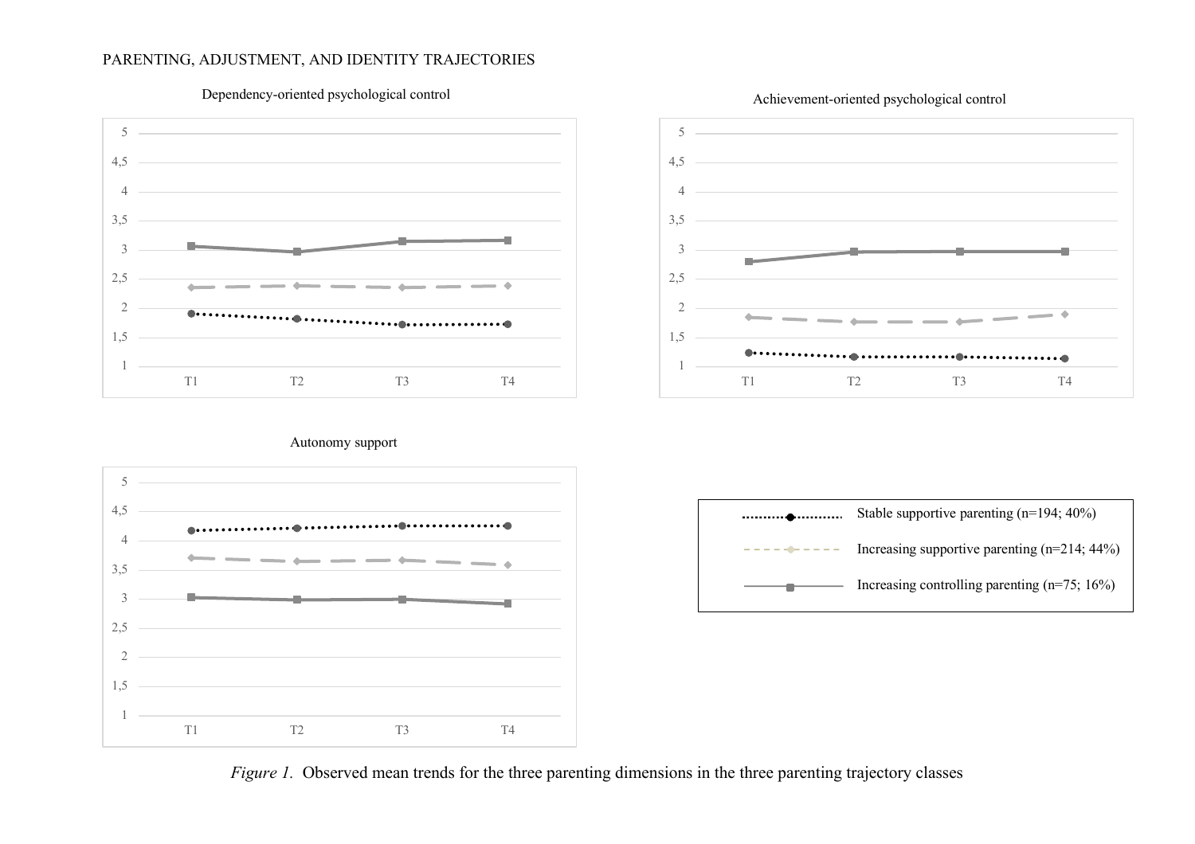*Figure 1.* Observed mean trends for the three parenting dimensions in the three parenting trajectory classes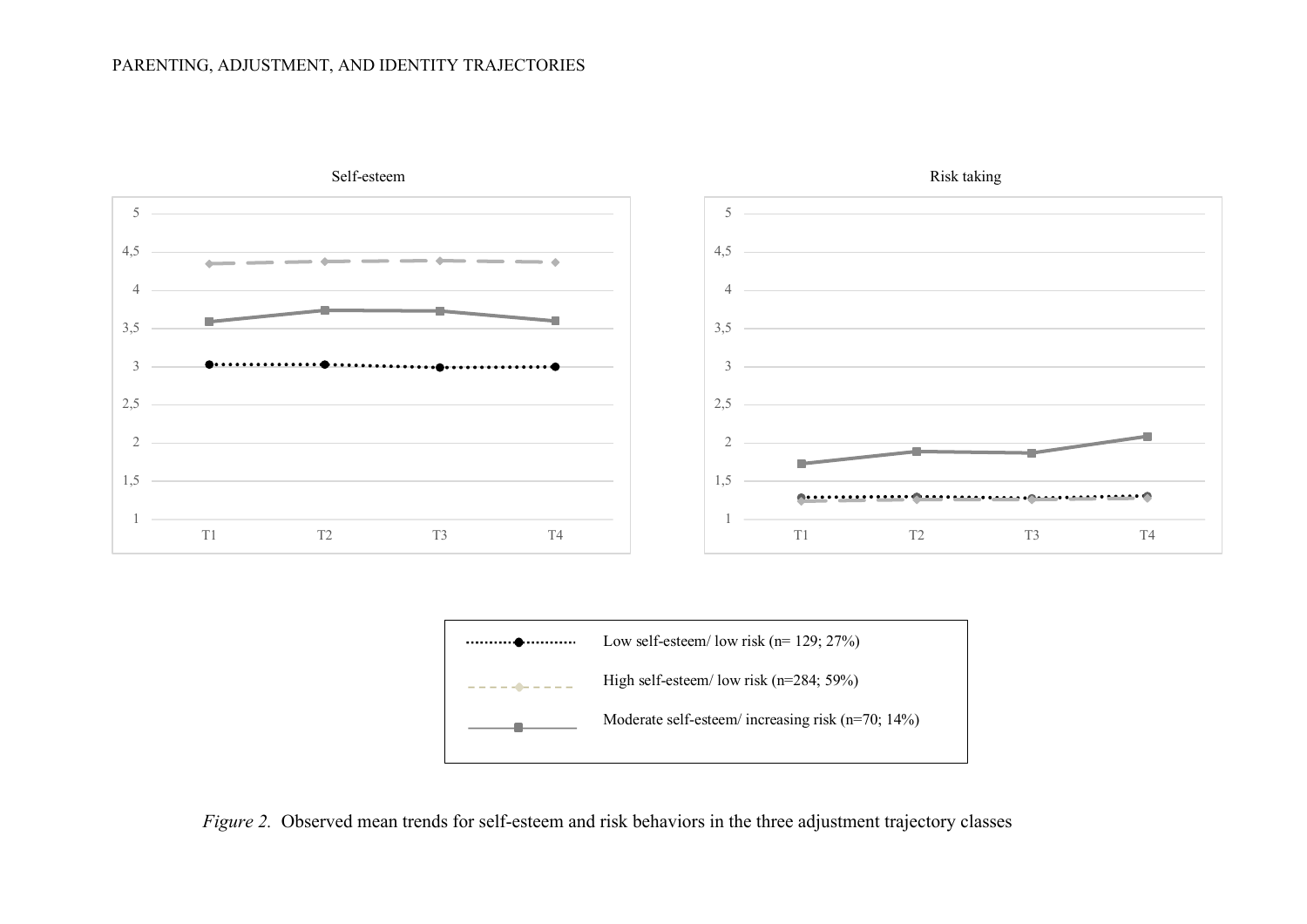Self-esteem

Risk taking

Low self-esteem/ low risk (n= 129; 27%)

High self-esteem/ low risk (n=284; 59%)

Moderate self-esteem/ increasing risk (n=70; 14%)

*Figure 2.* Observed mean trends for self-esteem and risk behaviors in the three adjustment trajectory classes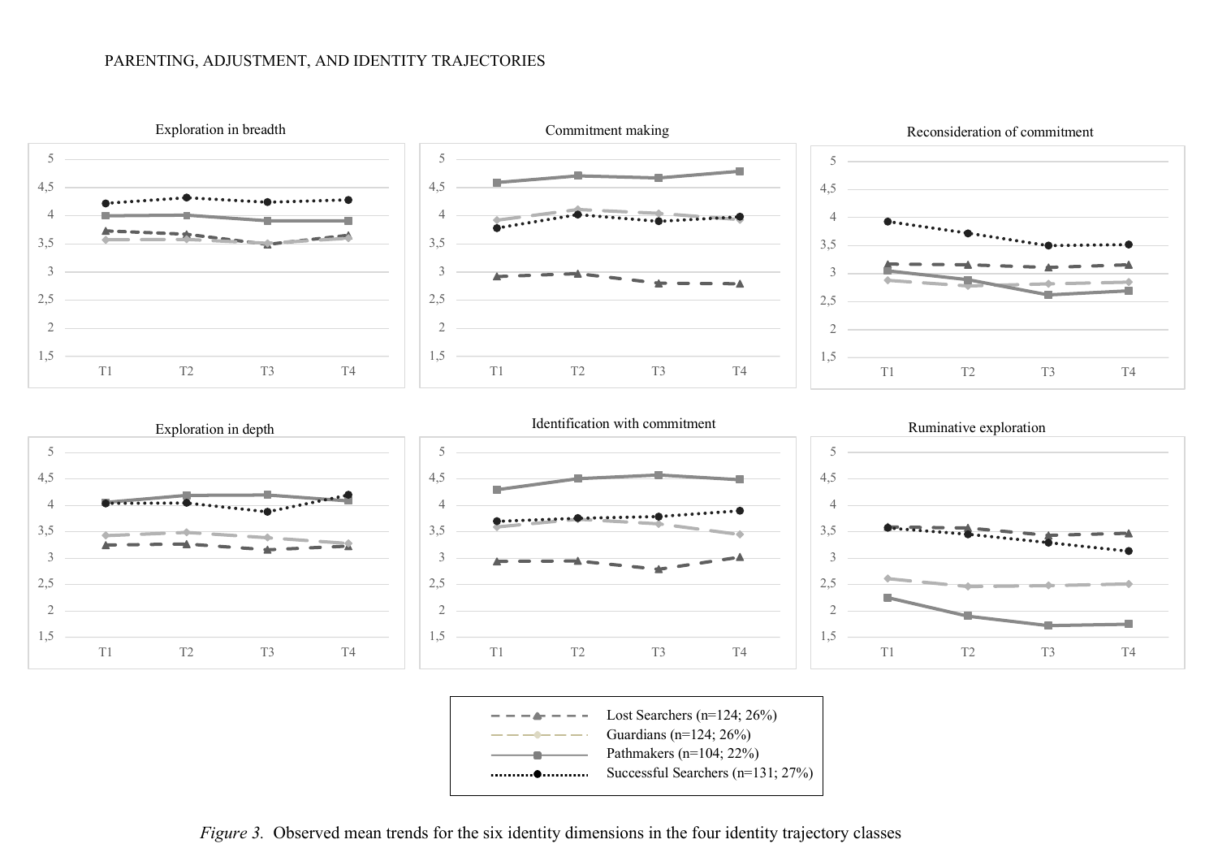Exploration in breadth

5
4,5
4
3,5
3
2,5
2
1,5

T1 T2 T3 T4

Commitment making

5
4,5
4
3,5
3
2,5
2
1,5

T1 T2 T3 T4

Reconsideration of commitment

5
4,5
4
3,5
3
2,5
2
1,5

T1 T2 T3 T4

Exploration in depth

5
4,5
4
3,5
3
2,5
2
1,5

T1 T2 T3 T4

Identification with commitment

5
4,5
4
3,5
3
2,5
2
1,5

T1 T2 T3 T4

Ruminative exploration

5
4,5
4
3,5
3
2,5
2
1,5

T1 T2 T3 T4

Lost Searchers (n=124; 26%)
Guardians (n=124; 26%)
Pathmakers (n=104; 22%)
Successful Searchers (n=131; 27%)

*Figure 3.* Observed mean trends for the six identity dimensions in the four identity trajectory classes